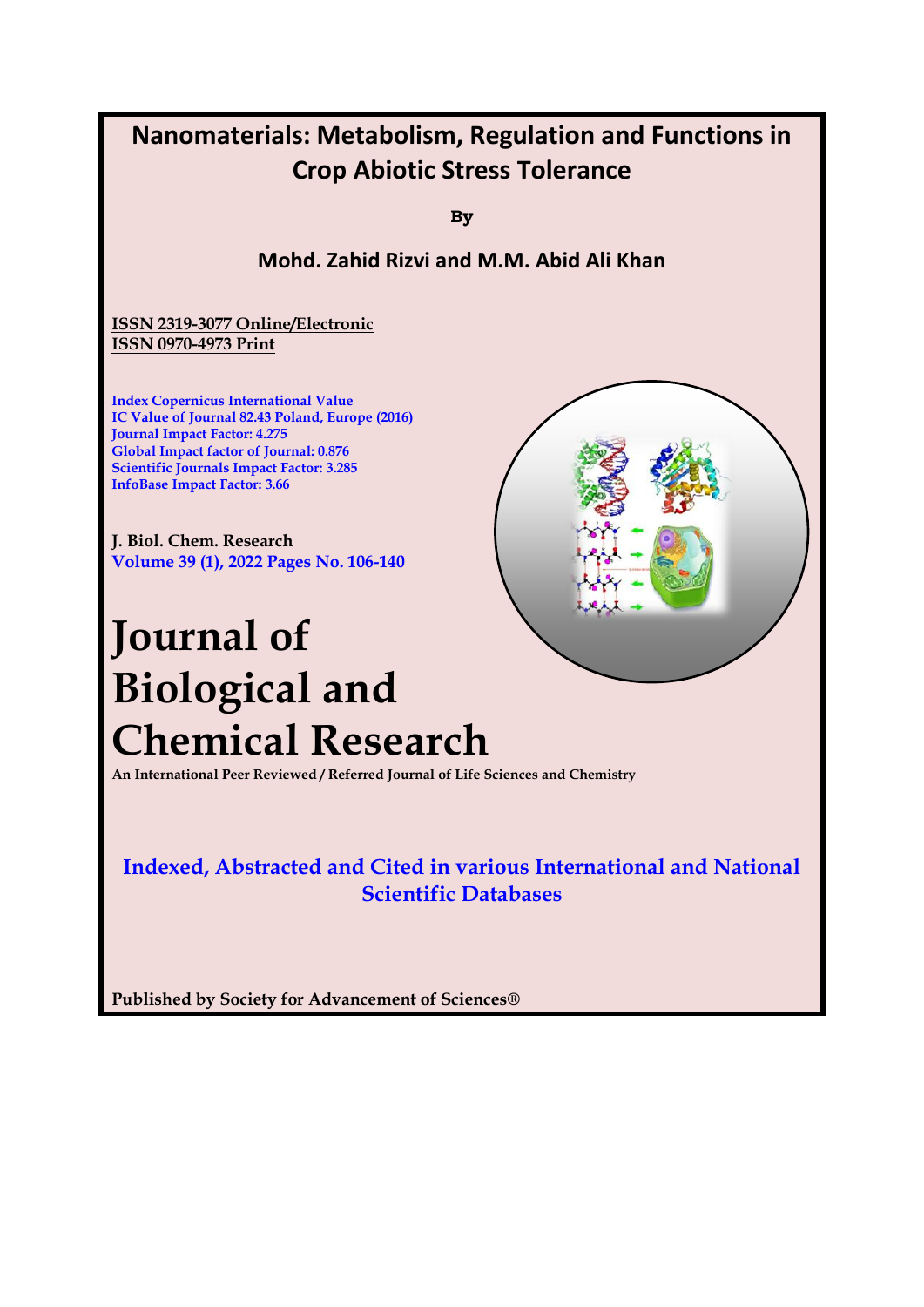# Nanomaterials: Metabolism, Regulation and Functions in Crop Abiotic Stress Tolerance

**By**

**Mohd. Zahid Rizvi and M.M. Abid Ali Khan**

**ISSN 2319-3077 Online/Electronic**
**ISSN 0970-4973 Print**

Index Copernicus International Value
IC Value of Journal 82.43 Poland, Europe (2016)
Journal Impact Factor: 4.275
Global Impact factor of Journal: 0.876
Scientific Journals Impact Factor: 3.285
InfoBase Impact Factor: 3.66

**J. Biol. Chem. Research**
Volume 39 (1), 2022 Pages No. 106-140

# Journal of Biological and Chemical Research

**An International Peer Reviewed / Referred Journal of Life Sciences and Chemistry**

**Indexed, Abstracted and Cited in various International and National Scientific Databases**

**Published by Society for Advancement of Sciences®**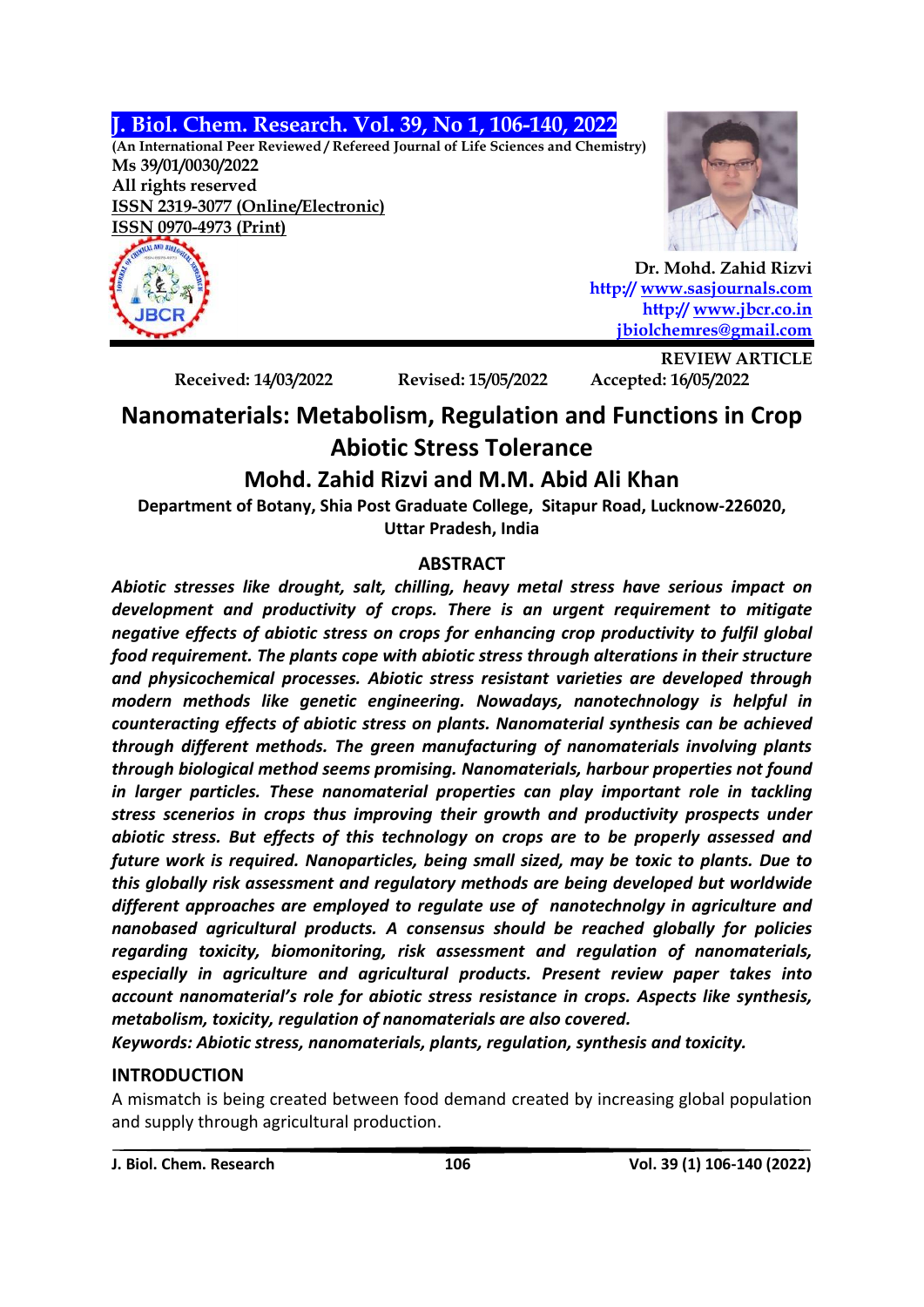J. Biol. Chem. Research. Vol. 39, No 1, 106-140, 2022

(An International Peer Reviewed / Refereed Journal of Life Sciences and Chemistry)

Ms 39/01/0030/2022

All rights reserved

ISSN 2319-3077 (Online/Electronic)

ISSN 0970-4973 (Print)

Dr. Mohd. Zahid Rizvi

http:// www.sasjournals.com

http:// www.jbcr.co.in

jbiolchemres@gmail.com

REVIEW ARTICLE

Received: 14/03/2022 Revised: 15/05/2022 Accepted: 16/05/2022

# Nanomaterials: Metabolism, Regulation and Functions in Crop Abiotic Stress Tolerance

## Mohd. Zahid Rizvi and M.M. Abid Ali Khan

**Department of Botany, Shia Post Graduate College, Sitapur Road, Lucknow-226020, Uttar Pradesh, India**

### ABSTRACT

***Abiotic stresses like drought, salt, chilling, heavy metal stress have serious impact on development and productivity of crops. There is an urgent requirement to mitigate negative effects of abiotic stress on crops for enhancing crop productivity to fulfil global food requirement. The plants cope with abiotic stress through alterations in their structure and physicochemical processes. Abiotic stress resistant varieties are developed through modern methods like genetic engineering. Nowadays, nanotechnology is helpful in counteracting effects of abiotic stress on plants. Nanomaterial synthesis can be achieved through different methods. The green manufacturing of nanomaterials involving plants through biological method seems promising. Nanomaterials, harbour properties not found in larger particles. These nanomaterial properties can play important role in tackling stress scenerios in crops thus improving their growth and productivity prospects under abiotic stress. But effects of this technology on crops are to be properly assessed and future work is required. Nanoparticles, being small sized, may be toxic to plants. Due to this globally risk assessment and regulatory methods are being developed but worldwide different approaches are employed to regulate use of nanotechnolgy in agriculture and nanobased agricultural products. A consensus should be reached globally for policies regarding toxicity, biomonitoring, risk assessment and regulation of nanomaterials, especially in agriculture and agricultural products. Present review paper takes into account nanomaterial's role for abiotic stress resistance in crops. Aspects like synthesis, metabolism, toxicity, regulation of nanomaterials are also covered.***

***Keywords: Abiotic stress, nanomaterials, plants, regulation, synthesis and toxicity.***

### INTRODUCTION

A mismatch is being created between food demand created by increasing global population and supply through agricultural production.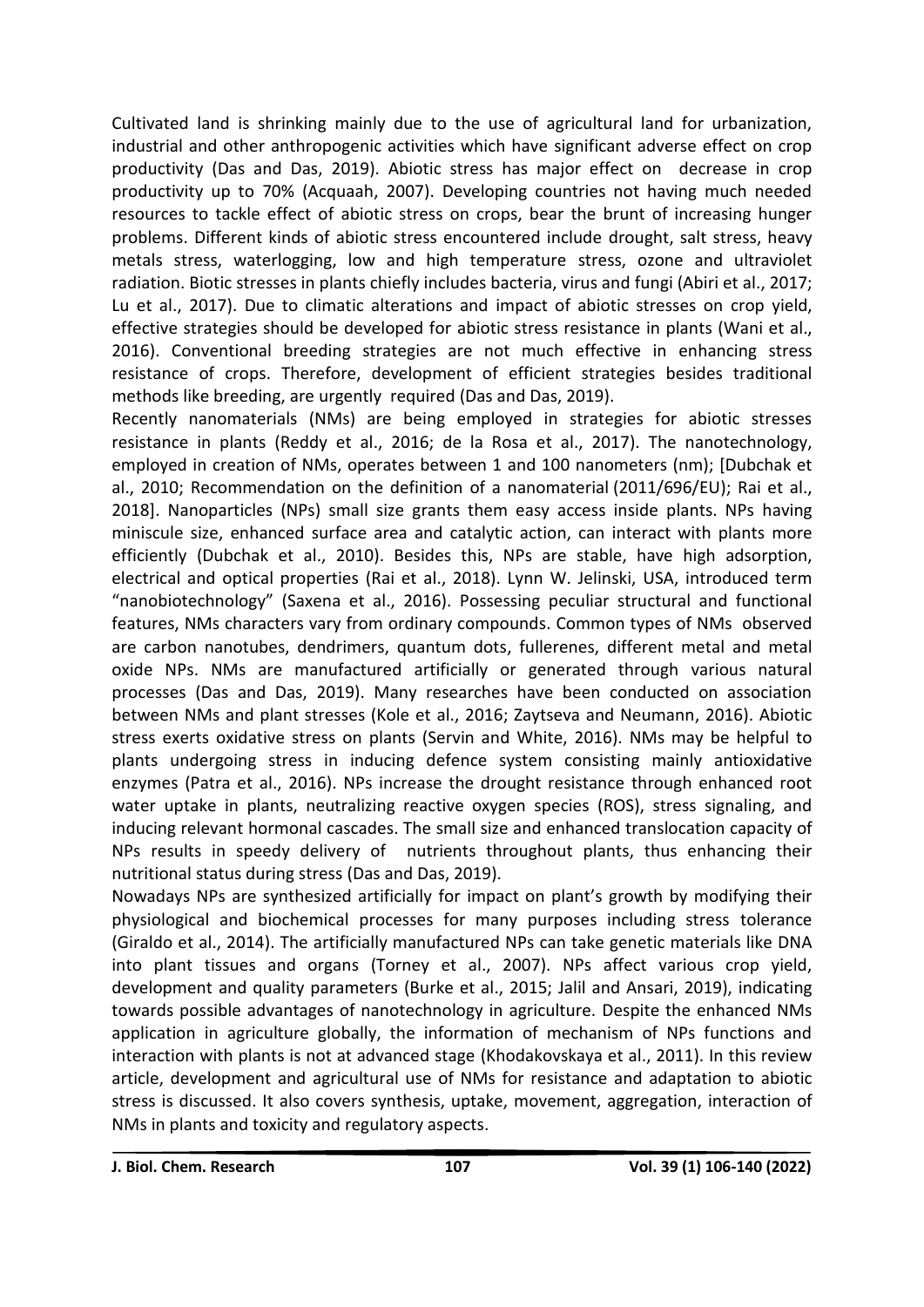Cultivated land is shrinking mainly due to the use of agricultural land for urbanization, industrial and other anthropogenic activities which have significant adverse effect on crop productivity (Das and Das, 2019). Abiotic stress has major effect on decrease in crop productivity up to 70% (Acquaah, 2007). Developing countries not having much needed resources to tackle effect of abiotic stress on crops, bear the brunt of increasing hunger problems. Different kinds of abiotic stress encountered include drought, salt stress, heavy metals stress, waterlogging, low and high temperature stress, ozone and ultraviolet radiation. Biotic stresses in plants chiefly includes bacteria, virus and fungi (Abiri et al., 2017; Lu et al., 2017). Due to climatic alterations and impact of abiotic stresses on crop yield, effective strategies should be developed for abiotic stress resistance in plants (Wani et al., 2016). Conventional breeding strategies are not much effective in enhancing stress resistance of crops. Therefore, development of efficient strategies besides traditional methods like breeding, are urgently required (Das and Das, 2019).

Recently nanomaterials (NMs) are being employed in strategies for abiotic stresses resistance in plants (Reddy et al., 2016; de la Rosa et al., 2017). The nanotechnology, employed in creation of NMs, operates between 1 and 100 nanometers (nm); [Dubchak et al., 2010; Recommendation on the definition of a nanomaterial (2011/696/EU); Rai et al., 2018]. Nanoparticles (NPs) small size grants them easy access inside plants. NPs having miniscule size, enhanced surface area and catalytic action, can interact with plants more efficiently (Dubchak et al., 2010). Besides this, NPs are stable, have high adsorption, electrical and optical properties (Rai et al., 2018). Lynn W. Jelinski, USA, introduced term "nanobiotechnology" (Saxena et al., 2016). Possessing peculiar structural and functional features, NMs characters vary from ordinary compounds. Common types of NMs observed are carbon nanotubes, dendrimers, quantum dots, fullerenes, different metal and metal oxide NPs. NMs are manufactured artificially or generated through various natural processes (Das and Das, 2019). Many researches have been conducted on association between NMs and plant stresses (Kole et al., 2016; Zaytseva and Neumann, 2016). Abiotic stress exerts oxidative stress on plants (Servin and White, 2016). NMs may be helpful to plants undergoing stress in inducing defence system consisting mainly antioxidative enzymes (Patra et al., 2016). NPs increase the drought resistance through enhanced root water uptake in plants, neutralizing reactive oxygen species (ROS), stress signaling, and inducing relevant hormonal cascades. The small size and enhanced translocation capacity of NPs results in speedy delivery of nutrients throughout plants, thus enhancing their nutritional status during stress (Das and Das, 2019).

Nowadays NPs are synthesized artificially for impact on plant's growth by modifying their physiological and biochemical processes for many purposes including stress tolerance (Giraldo et al., 2014). The artificially manufactured NPs can take genetic materials like DNA into plant tissues and organs (Torney et al., 2007). NPs affect various crop yield, development and quality parameters (Burke et al., 2015; Jalil and Ansari, 2019), indicating towards possible advantages of nanotechnology in agriculture. Despite the enhanced NMs application in agriculture globally, the information of mechanism of NPs functions and interaction with plants is not at advanced stage (Khodakovskaya et al., 2011). In this review article, development and agricultural use of NMs for resistance and adaptation to abiotic stress is discussed. It also covers synthesis, uptake, movement, aggregation, interaction of NMs in plants and toxicity and regulatory aspects.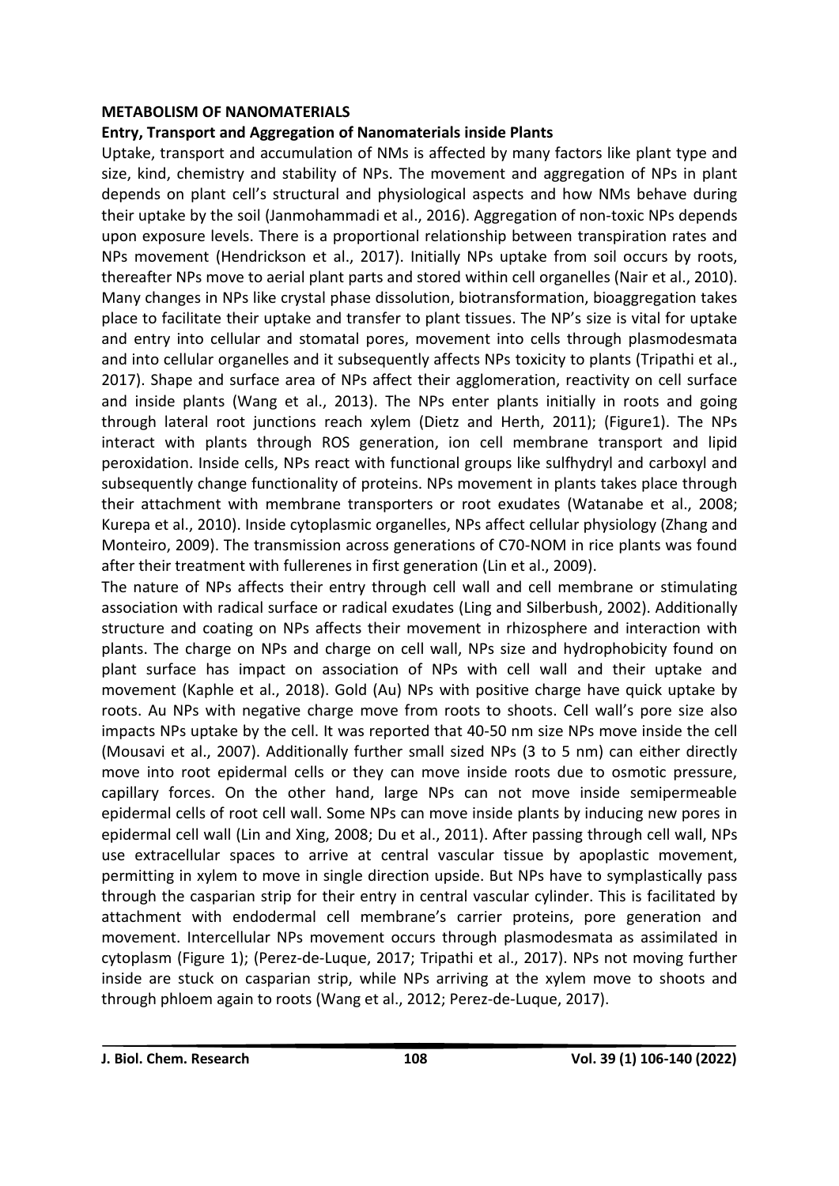## METABOLISM OF NANOMATERIALS

### Entry, Transport and Aggregation of Nanomaterials inside Plants

Uptake, transport and accumulation of NMs is affected by many factors like plant type and size, kind, chemistry and stability of NPs. The movement and aggregation of NPs in plant depends on plant cell's structural and physiological aspects and how NMs behave during their uptake by the soil (Janmohammadi et al., 2016). Aggregation of non-toxic NPs depends upon exposure levels. There is a proportional relationship between transpiration rates and NPs movement (Hendrickson et al., 2017). Initially NPs uptake from soil occurs by roots, thereafter NPs move to aerial plant parts and stored within cell organelles (Nair et al., 2010). Many changes in NPs like crystal phase dissolution, biotransformation, bioaggregation takes place to facilitate their uptake and transfer to plant tissues. The NP's size is vital for uptake and entry into cellular and stomatal pores, movement into cells through plasmodesmata and into cellular organelles and it subsequently affects NPs toxicity to plants (Tripathi et al., 2017). Shape and surface area of NPs affect their agglomeration, reactivity on cell surface and inside plants (Wang et al., 2013). The NPs enter plants initially in roots and going through lateral root junctions reach xylem (Dietz and Herth, 2011); (Figure1). The NPs interact with plants through ROS generation, ion cell membrane transport and lipid peroxidation. Inside cells, NPs react with functional groups like sulfhydryl and carboxyl and subsequently change functionality of proteins. NPs movement in plants takes place through their attachment with membrane transporters or root exudates (Watanabe et al., 2008; Kurepa et al., 2010). Inside cytoplasmic organelles, NPs affect cellular physiology (Zhang and Monteiro, 2009). The transmission across generations of C70-NOM in rice plants was found after their treatment with fullerenes in first generation (Lin et al., 2009).

The nature of NPs affects their entry through cell wall and cell membrane or stimulating association with radical surface or radical exudates (Ling and Silberbush, 2002). Additionally structure and coating on NPs affects their movement in rhizosphere and interaction with plants. The charge on NPs and charge on cell wall, NPs size and hydrophobicity found on plant surface has impact on association of NPs with cell wall and their uptake and movement (Kaphle et al., 2018). Gold (Au) NPs with positive charge have quick uptake by roots. Au NPs with negative charge move from roots to shoots. Cell wall's pore size also impacts NPs uptake by the cell. It was reported that 40-50 nm size NPs move inside the cell (Mousavi et al., 2007). Additionally further small sized NPs (3 to 5 nm) can either directly move into root epidermal cells or they can move inside roots due to osmotic pressure, capillary forces. On the other hand, large NPs can not move inside semipermeable epidermal cells of root cell wall. Some NPs can move inside plants by inducing new pores in epidermal cell wall (Lin and Xing, 2008; Du et al., 2011). After passing through cell wall, NPs use extracellular spaces to arrive at central vascular tissue by apoplastic movement, permitting in xylem to move in single direction upside. But NPs have to symplastically pass through the casparian strip for their entry in central vascular cylinder. This is facilitated by attachment with endodermal cell membrane's carrier proteins, pore generation and movement. Intercellular NPs movement occurs through plasmodesmata as assimilated in cytoplasm (Figure 1); (Perez-de-Luque, 2017; Tripathi et al., 2017). NPs not moving further inside are stuck on casparian strip, while NPs arriving at the xylem move to shoots and through phloem again to roots (Wang et al., 2012; Perez-de-Luque, 2017).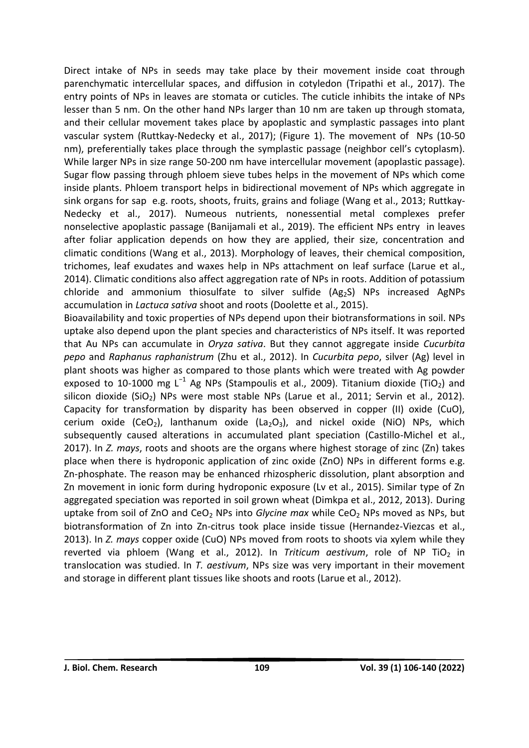Direct intake of NPs in seeds may take place by their movement inside coat through parenchymatic intercellular spaces, and diffusion in cotyledon (Tripathi et al., 2017). The entry points of NPs in leaves are stomata or cuticles. The cuticle inhibits the intake of NPs lesser than 5 nm. On the other hand NPs larger than 10 nm are taken up through stomata, and their cellular movement takes place by apoplastic and symplastic passages into plant vascular system (Ruttkay-Nedecky et al., 2017); (Figure 1). The movement of NPs (10-50 nm), preferentially takes place through the symplastic passage (neighbor cell's cytoplasm). While larger NPs in size range 50-200 nm have intercellular movement (apoplastic passage). Sugar flow passing through phloem sieve tubes helps in the movement of NPs which come inside plants. Phloem transport helps in bidirectional movement of NPs which aggregate in sink organs for sap e.g. roots, shoots, fruits, grains and foliage (Wang et al., 2013; Ruttkay-Nedecky et al., 2017). Numeous nutrients, nonessential metal complexes prefer nonselective apoplastic passage (Banijamali et al., 2019). The efficient NPs entry in leaves after foliar application depends on how they are applied, their size, concentration and climatic conditions (Wang et al., 2013). Morphology of leaves, their chemical composition, trichomes, leaf exudates and waxes help in NPs attachment on leaf surface (Larue et al., 2014). Climatic conditions also affect aggregation rate of NPs in roots. Addition of potassium chloride and ammonium thiosulfate to silver sulfide ($Ag_2S$) NPs increased AgNPs accumulation in *Lactuca sativa* shoot and roots (Doolette et al., 2015).

Bioavailability and toxic properties of NPs depend upon their biotransformations in soil. NPs uptake also depend upon the plant species and characteristics of NPs itself. It was reported that Au NPs can accumulate in *Oryza sativa*. But they cannot aggregate inside *Cucurbita pepo* and *Raphanus raphanistrum* (Zhu et al., 2012). In *Cucurbita pepo*, silver (Ag) level in plant shoots was higher as compared to those plants which were treated with Ag powder exposed to 10-1000 mg $L^{-1}$ Ag NPs (Stampoulis et al., 2009). Titanium dioxide ($TiO_2$) and silicon dioxide ($SiO_2$) NPs were most stable NPs (Larue et al., 2011; Servin et al., 2012). Capacity for transformation by disparity has been observed in copper (II) oxide (CuO), cerium oxide ($CeO_2$), lanthanum oxide ($La_2O_3$), and nickel oxide (NiO) NPs, which subsequently caused alterations in accumulated plant speciation (Castillo-Michel et al., 2017). In *Z. mays*, roots and shoots are the organs where highest storage of zinc (Zn) takes place when there is hydroponic application of zinc oxide (ZnO) NPs in different forms e.g. Zn-phosphate. The reason may be enhanced rhizospheric dissolution, plant absorption and Zn movement in ionic form during hydroponic exposure (Lv et al., 2015). Similar type of Zn aggregated speciation was reported in soil grown wheat (Dimkpa et al., 2012, 2013). During uptake from soil of ZnO and $CeO_2$ NPs into *Glycine max* while $CeO_2$ NPs moved as NPs, but biotransformation of Zn into Zn-citrus took place inside tissue (Hernandez-Viezcas et al., 2013). In *Z. mays* copper oxide (CuO) NPs moved from roots to shoots via xylem while they reverted via phloem (Wang et al., 2012). In *Triticum aestivum*, role of NP $TiO_2$ in translocation was studied. In *T. aestivum*, NPs size was very important in their movement and storage in different plant tissues like shoots and roots (Larue et al., 2012).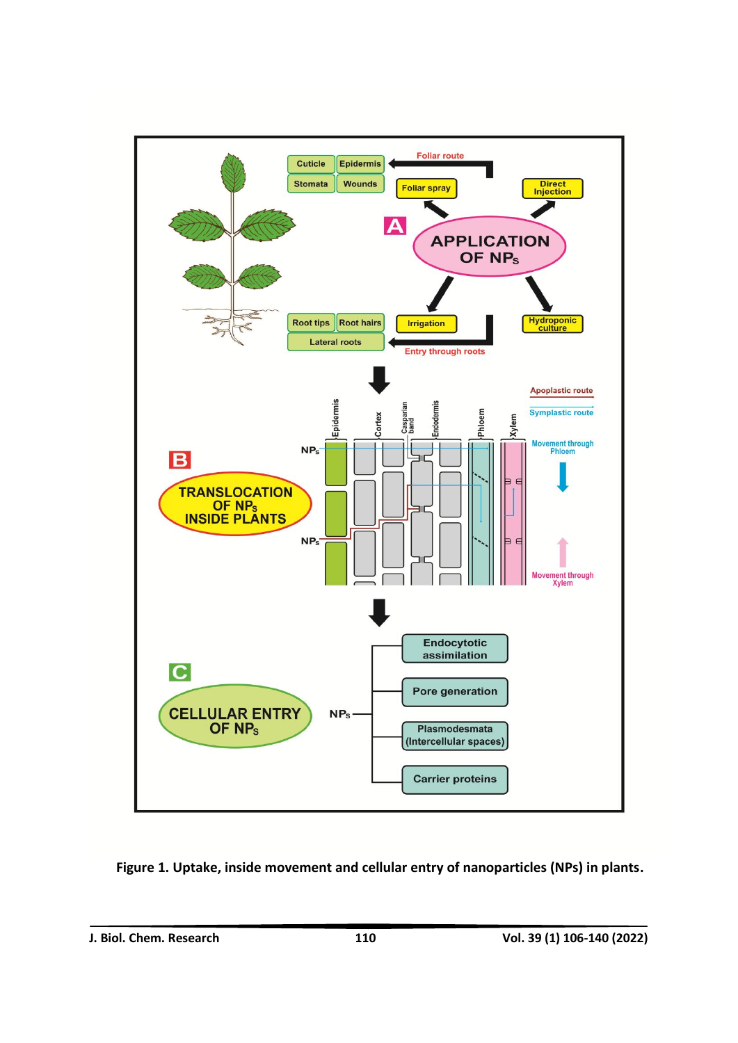**Figure 1. Uptake, inside movement and cellular entry of nanoparticles (NPs) in plants.**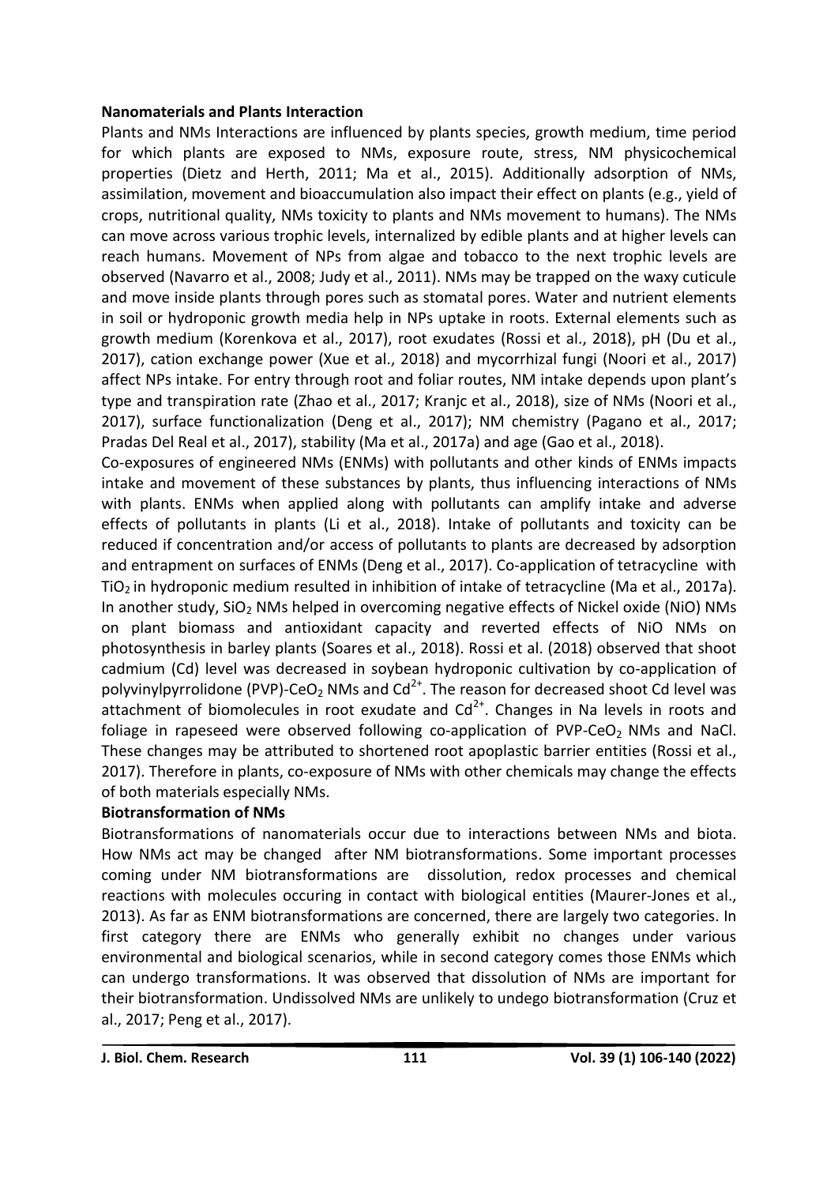**Nanomaterials and Plants Interaction**

Plants and NMs Interactions are influenced by plants species, growth medium, time period for which plants are exposed to NMs, exposure route, stress, NM physicochemical properties (Dietz and Herth, 2011; Ma et al., 2015). Additionally adsorption of NMs, assimilation, movement and bioaccumulation also impact their effect on plants (e.g., yield of crops, nutritional quality, NMs toxicity to plants and NMs movement to humans). The NMs can move across various trophic levels, internalized by edible plants and at higher levels can reach humans. Movement of NPs from algae and tobacco to the next trophic levels are observed (Navarro et al., 2008; Judy et al., 2011). NMs may be trapped on the waxy cuticule and move inside plants through pores such as stomatal pores. Water and nutrient elements in soil or hydroponic growth media help in NPs uptake in roots. External elements such as growth medium (Korenkova et al., 2017), root exudates (Rossi et al., 2018), pH (Du et al., 2017), cation exchange power (Xue et al., 2018) and mycorrhizal fungi (Noori et al., 2017) affect NPs intake. For entry through root and foliar routes, NM intake depends upon plant's type and transpiration rate (Zhao et al., 2017; Kranjc et al., 2018), size of NMs (Noori et al., 2017), surface functionalization (Deng et al., 2017); NM chemistry (Pagano et al., 2017; Pradas Del Real et al., 2017), stability (Ma et al., 2017a) and age (Gao et al., 2018).

Co-exposures of engineered NMs (ENMs) with pollutants and other kinds of ENMs impacts intake and movement of these substances by plants, thus influencing interactions of NMs with plants. ENMs when applied along with pollutants can amplify intake and adverse effects of pollutants in plants (Li et al., 2018). Intake of pollutants and toxicity can be reduced if concentration and/or access of pollutants to plants are decreased by adsorption and entrapment on surfaces of ENMs (Deng et al., 2017). Co-application of tetracycline with $TiO_2$ in hydroponic medium resulted in inhibition of intake of tetracycline (Ma et al., 2017a). In another study, $SiO_2$ NMs helped in overcoming negative effects of Nickel oxide (NiO) NMs on plant biomass and antioxidant capacity and reverted effects of NiO NMs on photosynthesis in barley plants (Soares et al., 2018). Rossi et al. (2018) observed that shoot cadmium (Cd) level was decreased in soybean hydroponic cultivation by co-application of polyvinylpyrrolidone (PVP)-$CeO_2$ NMs and $Cd^{2+}$. The reason for decreased shoot Cd level was attachment of biomolecules in root exudate and $Cd^{2+}$. Changes in Na levels in roots and foliage in rapeseed were observed following co-application of PVP-$CeO_2$ NMs and NaCl. These changes may be attributed to shortened root apoplastic barrier entities (Rossi et al., 2017). Therefore in plants, co-exposure of NMs with other chemicals may change the effects of both materials especially NMs.

**Biotransformation of NMs**

Biotransformations of nanomaterials occur due to interactions between NMs and biota. How NMs act may be changed after NM biotransformations. Some important processes coming under NM biotransformations are dissolution, redox processes and chemical reactions with molecules occuring in contact with biological entities (Maurer-Jones et al., 2013). As far as ENM biotransformations are concerned, there are largely two categories. In first category there are ENMs who generally exhibit no changes under various environmental and biological scenarios, while in second category comes those ENMs which can undergo transformations. It was observed that dissolution of NMs are important for their biotransformation. Undissolved NMs are unlikely to undego biotransformation (Cruz et al., 2017; Peng et al., 2017).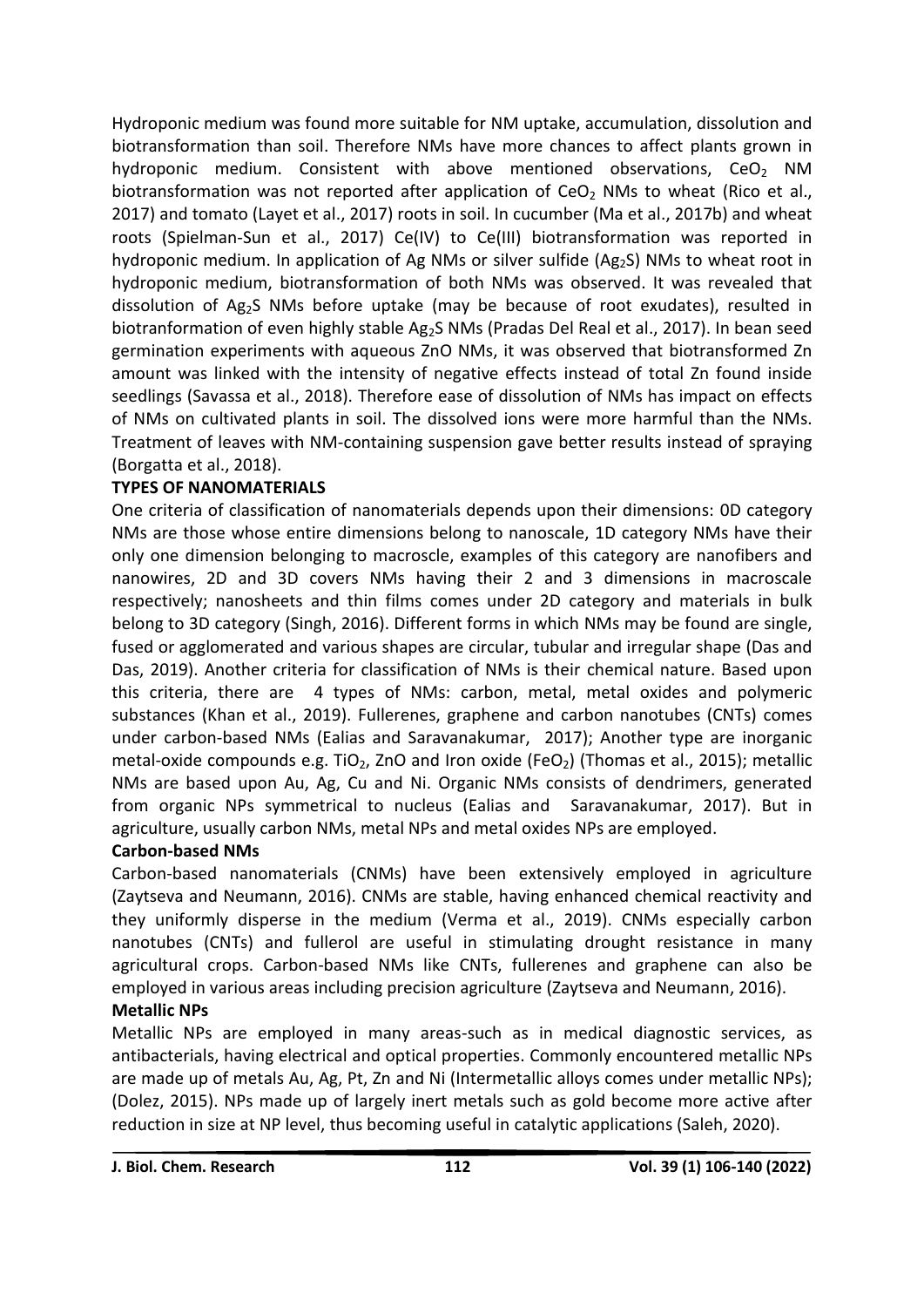Hydroponic medium was found more suitable for NM uptake, accumulation, dissolution and biotransformation than soil. Therefore NMs have more chances to affect plants grown in hydroponic medium. Consistent with above mentioned observations, $CeO_2$ NM biotransformation was not reported after application of $CeO_2$ NMs to wheat (Rico et al., 2017) and tomato (Layet et al., 2017) roots in soil. In cucumber (Ma et al., 2017b) and wheat roots (Spielman-Sun et al., 2017) Ce(IV) to Ce(III) biotransformation was reported in hydroponic medium. In application of Ag NMs or silver sulfide ($Ag_2S$) NMs to wheat root in hydroponic medium, biotransformation of both NMs was observed. It was revealed that dissolution of $Ag_2S$ NMs before uptake (may be because of root exudates), resulted in biotranformation of even highly stable $Ag_2S$ NMs (Pradas Del Real et al., 2017). In bean seed germination experiments with aqueous ZnO NMs, it was observed that biotransformed Zn amount was linked with the intensity of negative effects instead of total Zn found inside seedlings (Savassa et al., 2018). Therefore ease of dissolution of NMs has impact on effects of NMs on cultivated plants in soil. The dissolved ions were more harmful than the NMs. Treatment of leaves with NM-containing suspension gave better results instead of spraying (Borgatta et al., 2018).

## TYPES OF NANOMATERIALS

One criteria of classification of nanomaterials depends upon their dimensions: 0D category NMs are those whose entire dimensions belong to nanoscale, 1D category NMs have their only one dimension belonging to macroscle, examples of this category are nanofibers and nanowires, 2D and 3D covers NMs having their 2 and 3 dimensions in macroscale respectively; nanosheets and thin films comes under 2D category and materials in bulk belong to 3D category (Singh, 2016). Different forms in which NMs may be found are single, fused or agglomerated and various shapes are circular, tubular and irregular shape (Das and Das, 2019). Another criteria for classification of NMs is their chemical nature. Based upon this criteria, there are 4 types of NMs: carbon, metal, metal oxides and polymeric substances (Khan et al., 2019). Fullerenes, graphene and carbon nanotubes (CNTs) comes under carbon-based NMs (Ealias and Saravanakumar, 2017); Another type are inorganic metal-oxide compounds e.g. $TiO_2$, ZnO and Iron oxide ($FeO_2$) (Thomas et al., 2015); metallic NMs are based upon Au, Ag, Cu and Ni. Organic NMs consists of dendrimers, generated from organic NPs symmetrical to nucleus (Ealias and Saravanakumar, 2017). But in agriculture, usually carbon NMs, metal NPs and metal oxides NPs are employed.

### Carbon-based NMs

Carbon-based nanomaterials (CNMs) have been extensively employed in agriculture (Zaytseva and Neumann, 2016). CNMs are stable, having enhanced chemical reactivity and they uniformly disperse in the medium (Verma et al., 2019). CNMs especially carbon nanotubes (CNTs) and fullerol are useful in stimulating drought resistance in many agricultural crops. Carbon-based NMs like CNTs, fullerenes and graphene can also be employed in various areas including precision agriculture (Zaytseva and Neumann, 2016).

### Metallic NPs

Metallic NPs are employed in many areas-such as in medical diagnostic services, as antibacterials, having electrical and optical properties. Commonly encountered metallic NPs are made up of metals Au, Ag, Pt, Zn and Ni (Intermetallic alloys comes under metallic NPs); (Dolez, 2015). NPs made up of largely inert metals such as gold become more active after reduction in size at NP level, thus becoming useful in catalytic applications (Saleh, 2020).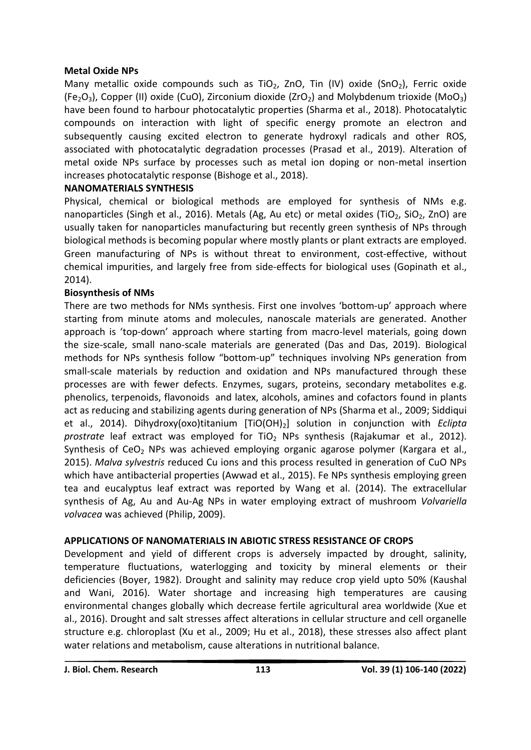### Metal Oxide NPs

Many metallic oxide compounds such as $TiO_2$, ZnO, Tin (IV) oxide ($SnO_2$), Ferric oxide ($Fe_2O_3$), Copper (II) oxide (CuO), Zirconium dioxide ($ZrO_2$) and Molybdenum trioxide ($MoO_3$) have been found to harbour photocatalytic properties (Sharma et al., 2018). Photocatalytic compounds on interaction with light of specific energy promote an electron and subsequently causing excited electron to generate hydroxyl radicals and other ROS, associated with photocatalytic degradation processes (Prasad et al., 2019). Alteration of metal oxide NPs surface by processes such as metal ion doping or non-metal insertion increases photocatalytic response (Bishoge et al., 2018).

## NANOMATERIALS SYNTHESIS

Physical, chemical or biological methods are employed for synthesis of NMs e.g. nanoparticles (Singh et al., 2016). Metals (Ag, Au etc) or metal oxides ($TiO_2$, $SiO_2$, ZnO) are usually taken for nanoparticles manufacturing but recently green synthesis of NPs through biological methods is becoming popular where mostly plants or plant extracts are employed. Green manufacturing of NPs is without threat to environment, cost-effective, without chemical impurities, and largely free from side-effects for biological uses (Gopinath et al., 2014).

### Biosynthesis of NMs

There are two methods for NMs synthesis. First one involves 'bottom-up' approach where starting from minute atoms and molecules, nanoscale materials are generated. Another approach is 'top-down' approach where starting from macro-level materials, going down the size-scale, small nano-scale materials are generated (Das and Das, 2019). Biological methods for NPs synthesis follow "bottom-up" techniques involving NPs generation from small-scale materials by reduction and oxidation and NPs manufactured through these processes are with fewer defects. Enzymes, sugars, proteins, secondary metabolites e.g. phenolics, terpenoids, flavonoids and latex, alcohols, amines and cofactors found in plants act as reducing and stabilizing agents during generation of NPs (Sharma et al., 2009; Siddiqui et al., 2014). Dihydroxy(oxo)titanium [$TiO(OH)_2$] solution in conjunction with *Eclipta prostrate* leaf extract was employed for $TiO_2$ NPs synthesis (Rajakumar et al., 2012). Synthesis of $CeO_2$ NPs was achieved employing organic agarose polymer (Kargara et al., 2015). *Malva sylvestris* reduced Cu ions and this process resulted in generation of CuO NPs which have antibacterial properties (Awwad et al., 2015). Fe NPs synthesis employing green tea and eucalyptus leaf extract was reported by Wang et al. (2014). The extracellular synthesis of Ag, Au and Au-Ag NPs in water employing extract of mushroom *Volvariella volvacea* was achieved (Philip, 2009).

## APPLICATIONS OF NANOMATERIALS IN ABIOTIC STRESS RESISTANCE OF CROPS

Development and yield of different crops is adversely impacted by drought, salinity, temperature fluctuations, waterlogging and toxicity by mineral elements or their deficiencies (Boyer, 1982). Drought and salinity may reduce crop yield upto 50% (Kaushal and Wani, 2016). Water shortage and increasing high temperatures are causing environmental changes globally which decrease fertile agricultural area worldwide (Xue et al., 2016). Drought and salt stresses affect alterations in cellular structure and cell organelle structure e.g. chloroplast (Xu et al., 2009; Hu et al., 2018), these stresses also affect plant water relations and metabolism, cause alterations in nutritional balance.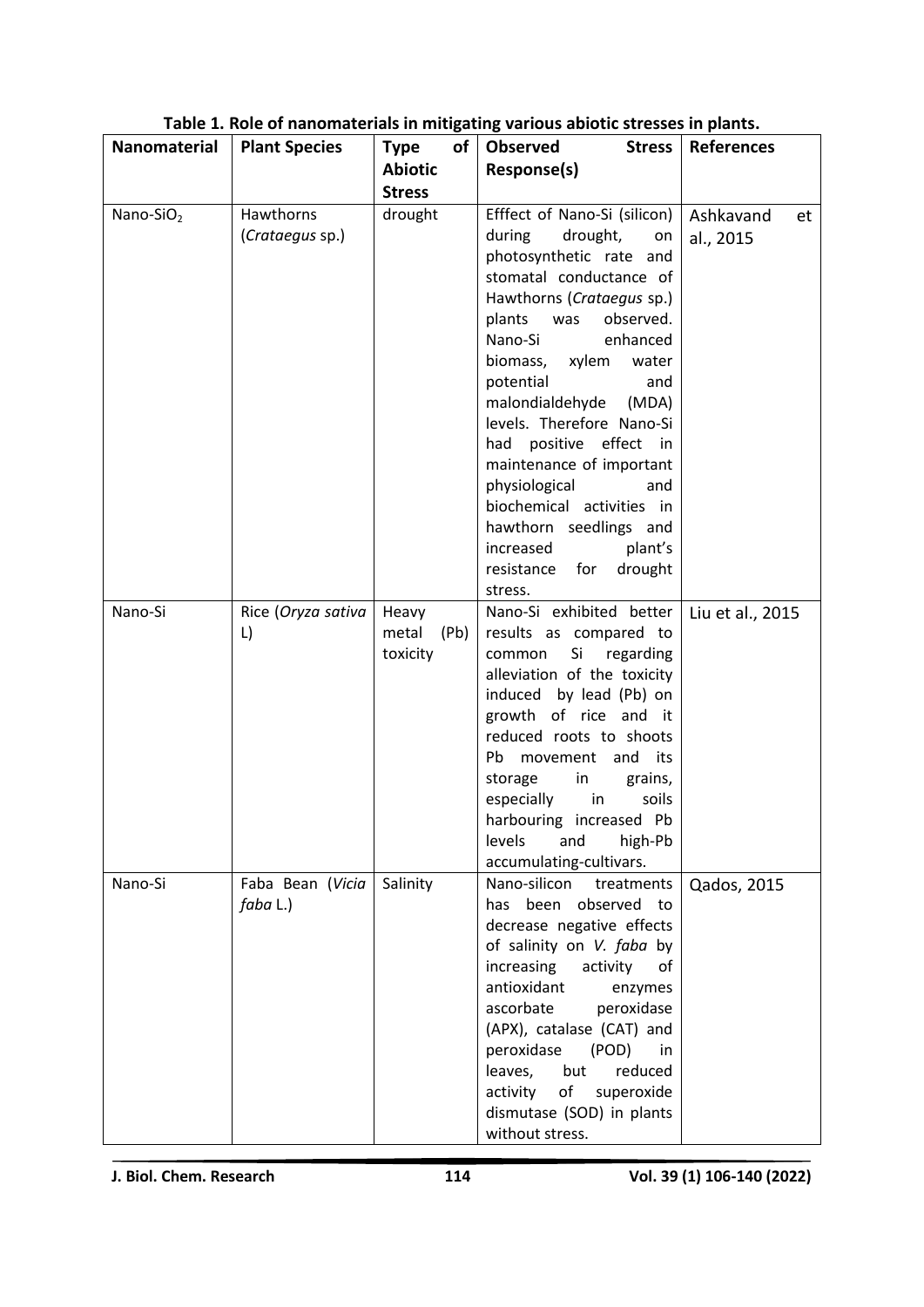**Table 1. Role of nanomaterials in mitigating various abiotic stresses in plants.**

| Nanomaterial | Plant Species | Type of Abiotic Stress | Observed Stress Response(s) | References |
|---|---|---|---|---|
| Nano-$SiO_2$ | Hawthorns (*Crataegus* sp.) | drought | Efffect of Nano-Si (silicon) during drought, on photosynthetic rate and stomatal conductance of Hawthorns (*Crataegus* sp.) plants was observed. Nano-Si enhanced biomass, xylem water potential and malondialdehyde (MDA) levels. Therefore Nano-Si had positive effect in maintenance of important physiological and biochemical activities in hawthorn seedlings and increased plant's resistance for drought stress. | Ashkavand et al., 2015 |
| Nano-Si | Rice (*Oryza sativa* L) | Heavy metal (Pb) toxicity | Nano-Si exhibited better results as compared to common Si regarding alleviation of the toxicity induced by lead (Pb) on growth of rice and it reduced roots to shoots Pb movement and its storage in grains, especially in soils harbouring increased Pb levels and high-Pb accumulating-cultivars. | Liu et al., 2015 |
| Nano-Si | Faba Bean (*Vicia faba* L.) | Salinity | Nano-silicon treatments has been observed to decrease negative effects of salinity on *V. faba* by increasing activity of antioxidant enzymes ascorbate peroxidase (APX), catalase (CAT) and peroxidase (POD) in leaves, but reduced activity of superoxide dismutase (SOD) in plants without stress. | Qados, 2015 |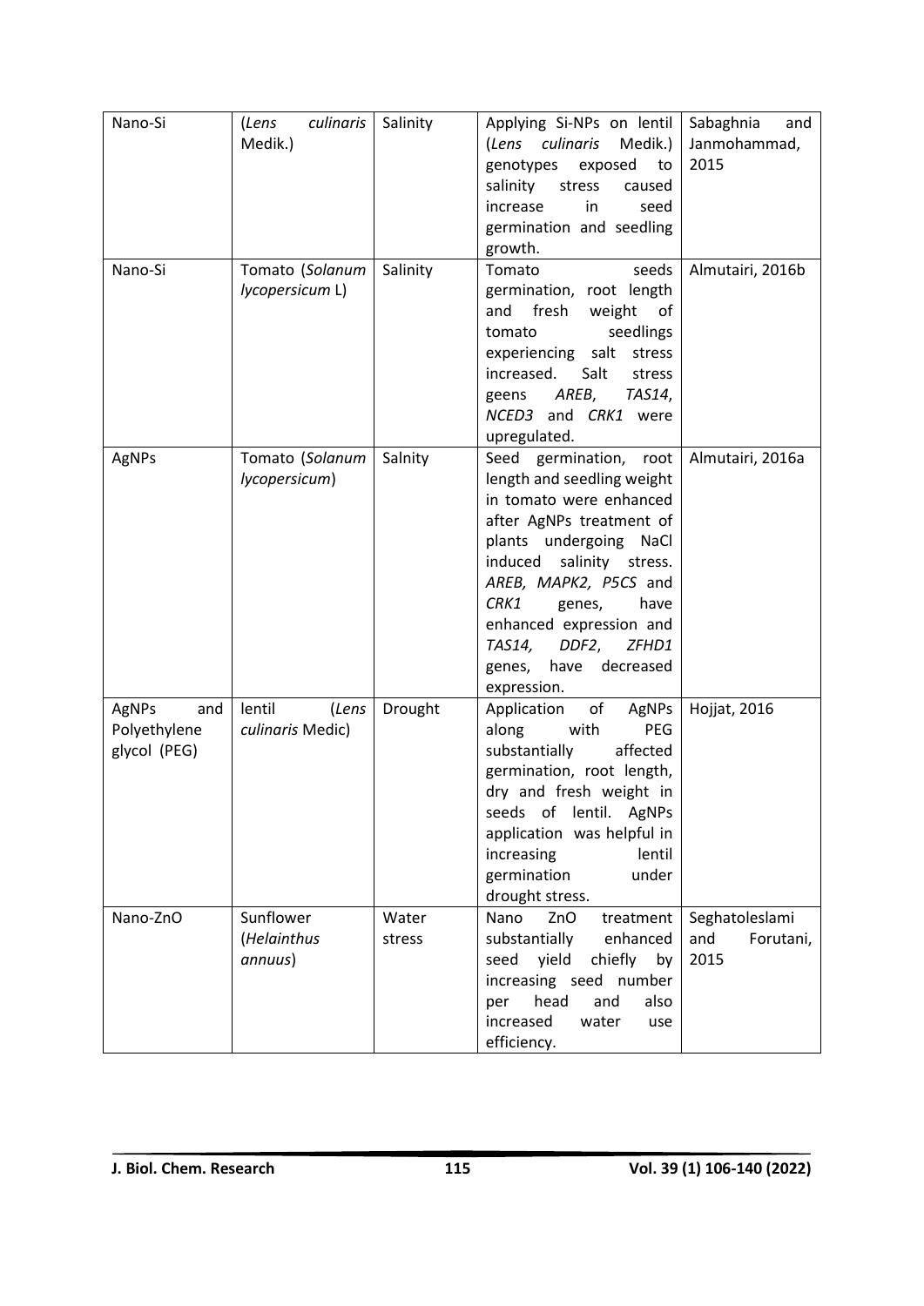| Nano-Si | (*Lens culinaris* Medik.) | Salinity | Applying Si-NPs on lentil (*Lens culinaris* Medik.) genotypes exposed to salinity stress caused increase in seed germination and seedling growth. | Sabaghnia and Janmohammad, 2015 |
|---|---|---|---|---|
| Nano-Si | Tomato (*Solanum lycopersicum* L) | Salinity | Tomato seeds germination, root length and fresh weight of tomato seedlings experiencing salt stress increased. Salt stress geens *AREB*, *TAS14*, *NCED3* and *CRK1* were upregulated. | Almutairi, 2016b |
| AgNPs | Tomato (*Solanum lycopersicum*) | Salnity | Seed germination, root length and seedling weight in tomato were enhanced after AgNPs treatment of plants undergoing NaCl induced salinity stress. *AREB, MAPK2, P5CS* and *CRK1* genes, have enhanced expression and *TAS14, DDF2, ZFHD1* genes, have decreased expression. | Almutairi, 2016a |
| AgNPs and Polyethylene glycol (PEG) | lentil (*Lens culinaris* Medic) | Drought | Application of AgNPs along with PEG substantially affected germination, root length, dry and fresh weight in seeds of lentil. AgNPs application was helpful in increasing lentil germination under drought stress. | Hojjat, 2016 |
| Nano-ZnO | Sunflower (*Helainthus annuus*) | Water stress | Nano ZnO treatment substantially enhanced seed yield chiefly by increasing seed number per head and also increased water use efficiency. | Seghatoleslami and Forutani, 2015 |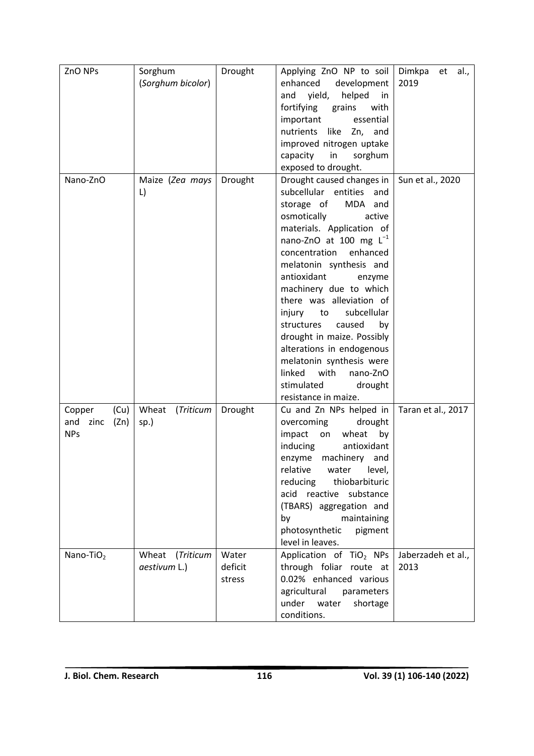| ZnO NPs | Sorghum (*Sorghum bicolor*) | Drought | Applying ZnO NP to soil enhanced development and yield, helped in fortifying grains with important essential nutrients like Zn, and improved nitrogen uptake capacity in sorghum exposed to drought. | Dimkpa et al., 2019 |
|---|---|---|---|---|
| Nano-ZnO | Maize (*Zea mays* L) | Drought | Drought caused changes in subcellular entities and storage of MDA and osmotically active materials. Application of nano-ZnO at 100 mg $L^{-1}$ concentration enhanced melatonin synthesis and antioxidant enzyme machinery due to which there was alleviation of injury to subcellular structures caused by drought in maize. Possibly alterations in endogenous melatonin synthesis were linked with nano-ZnO stimulated drought resistance in maize. | Sun et al., 2020 |
| Copper (Cu) and zinc (Zn) NPs | Wheat (*Triticum* sp.) | Drought | Cu and Zn NPs helped in overcoming drought impact on wheat by inducing antioxidant enzyme machinery and relative water level, reducing thiobarbituric acid reactive substance (TBARS) aggregation and by maintaining photosynthetic pigment level in leaves. | Taran et al., 2017 |
| Nano-$TiO_2$ | Wheat (*Triticum aestivum* L.) | Water deficit stress | Application of $TiO_2$ NPs through foliar route at 0.02% enhanced various agricultural parameters under water shortage conditions. | Jaberzadeh et al., 2013 |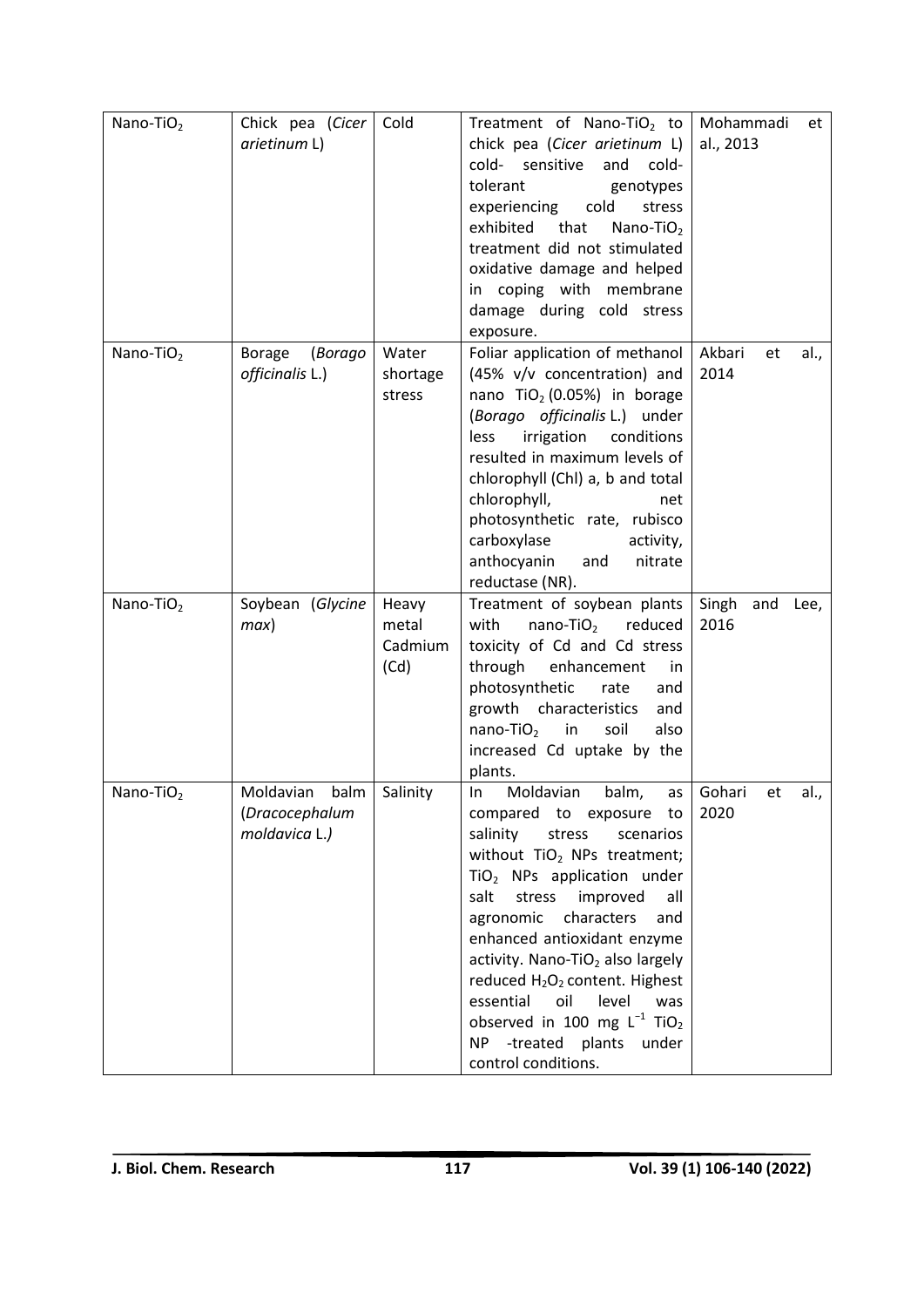| | | | | |
|---|---|---|---|---|
| Nano-$TiO_2$ | Chick pea (*Cicer arietinum* L) | Cold | Treatment of Nano-$TiO_2$ to chick pea (*Cicer arietinum* L) cold- sensitive and cold-tolerant genotypes experiencing cold stress exhibited that Nano-$TiO_2$ treatment did not stimulated oxidative damage and helped in coping with membrane damage during cold stress exposure. | Mohammadi et al., 2013 |
| Nano-$TiO_2$ | Borage (*Borago officinalis* L.) | Water shortage stress | Foliar application of methanol (45% v/v concentration) and nano $TiO_2$ (0.05%) in borage (*Borago officinalis* L.) under less irrigation conditions resulted in maximum levels of chlorophyll (Chl) a, b and total chlorophyll, net photosynthetic rate, rubisco carboxylase activity, anthocyanin and nitrate reductase (NR). | Akbari et al., 2014 |
| Nano-$TiO_2$ | Soybean (*Glycine max*) | Heavy metal Cadmium (Cd) | Treatment of soybean plants with nano-$TiO_2$ reduced toxicity of Cd and Cd stress through enhancement in photosynthetic rate and growth characteristics and nano-$TiO_2$ in soil also increased Cd uptake by the plants. | Singh and Lee, 2016 |
| Nano-$TiO_2$ | Moldavian balm (*Dracocephalum moldavica* L.) | Salinity | In Moldavian balm, as compared to exposure to salinity stress scenarios without $TiO_2$ NPs treatment; $TiO_2$ NPs application under salt stress improved all agronomic characters and enhanced antioxidant enzyme activity. Nano-$TiO_2$ also largely reduced $H_2O_2$ content. Highest essential oil level was observed in 100 mg $L^{-1}$ $TiO_2$ NP -treated plants under control conditions. | Gohari et al., 2020 |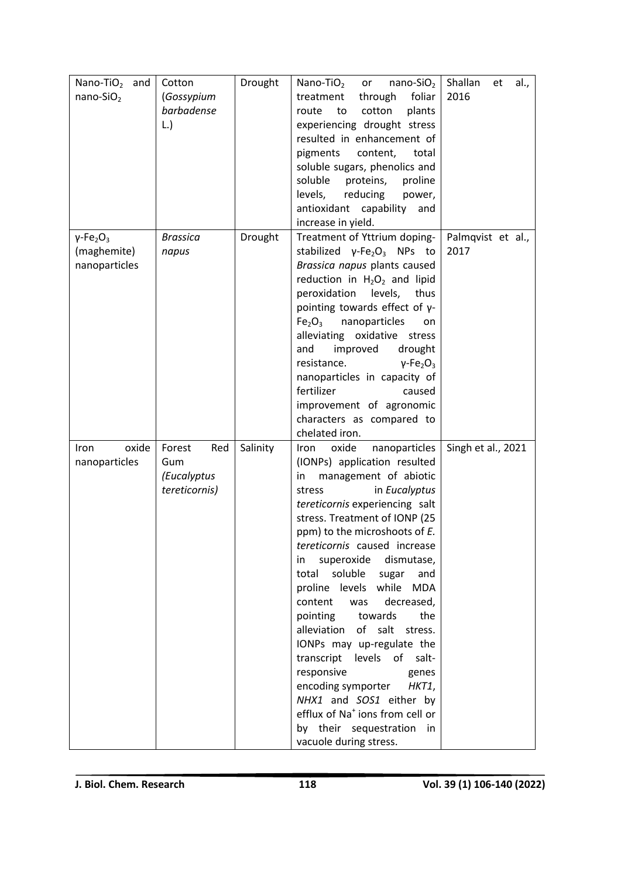| Nano-$TiO_2$ and nano-$SiO_2$ | Cotton (*Gossypium barbadense* L.) | Drought | Nano-$TiO_2$ or nano-$SiO_2$ treatment through foliar route to cotton plants experiencing drought stress resulted in enhancement of pigments content, total soluble sugars, phenolics and soluble proteins, proline levels, reducing power, antioxidant capability and increase in yield. | Shallan et al., 2016 |
|---|---|---|---|---|
| γ-$Fe_2O_3$ (maghemite) nanoparticles | *Brassica napus* | Drought | Treatment of Yttrium doping-stabilized γ-$Fe_2O_3$ NPs to *Brassica napus* plants caused reduction in $H_2O_2$ and lipid peroxidation levels, thus pointing towards effect of γ-$Fe_2O_3$ nanoparticles on alleviating oxidative stress and improved drought resistance. γ-$Fe_2O_3$ nanoparticles in capacity of fertilizer caused improvement of agronomic characters as compared to chelated iron. | Palmqvist et al., 2017 |
| Iron oxide nanoparticles | Forest Red Gum (*Eucalyptus tereticornis*) | Salinity | Iron oxide nanoparticles (IONPs) application resulted in management of abiotic stress in *Eucalyptus tereticornis* experiencing salt stress. Treatment of IONP (25 ppm) to the microshoots of *E. tereticornis* caused increase in superoxide dismutase, total soluble sugar and proline levels while MDA content was decreased, pointing towards the alleviation of salt stress. IONPs may up-regulate the transcript levels of salt-responsive genes encoding symporter *HKT1*, *NHX1* and *SOS1* either by efflux of $Na^+$ ions from cell or by their sequestration in vacuole during stress. | Singh et al., 2021 |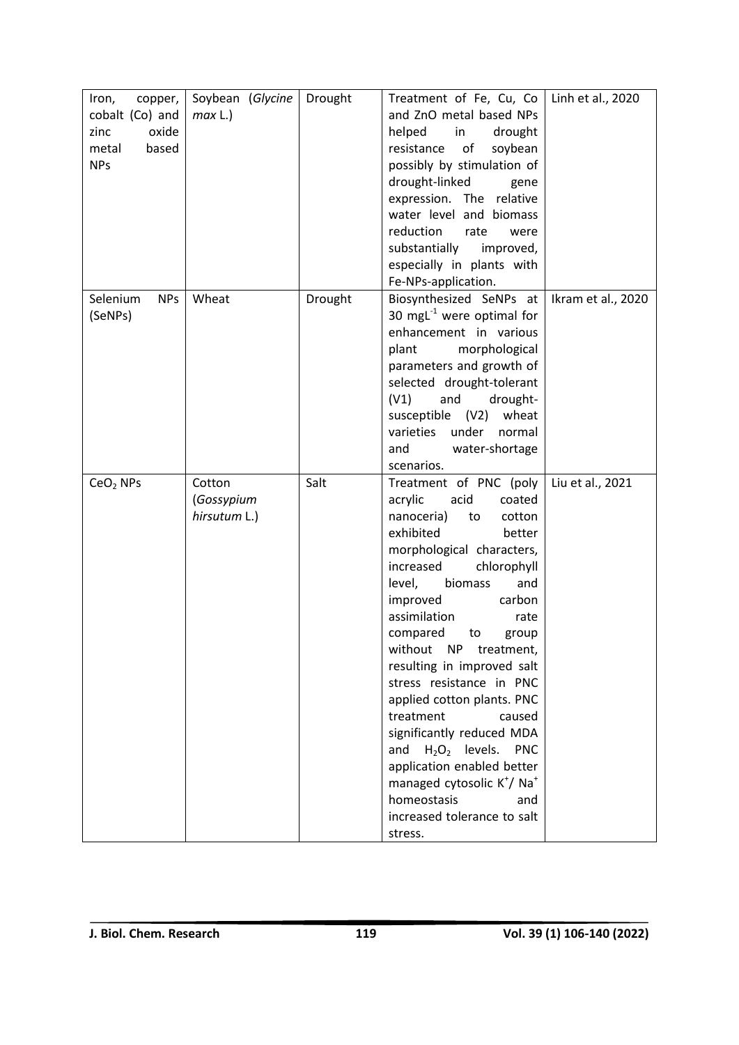| Iron, copper, cobalt (Co) and zinc oxide metal based NPs | Soybean (*Glycine max* L.) | Drought | Treatment of Fe, Cu, Co and ZnO metal based NPs helped in drought resistance of soybean possibly by stimulation of drought-linked gene expression. The relative water level and biomass reduction rate were substantially improved, especially in plants with Fe-NPs-application. | Linh et al., 2020 |
|---|---|---|---|---|
| Selenium NPs (SeNPs) | Wheat | Drought | Biosynthesized SeNPs at 30 $mgL^{-1}$ were optimal for enhancement in various plant morphological parameters and growth of selected drought-tolerant (V1) and drought-susceptible (V2) wheat varieties under normal and water-shortage scenarios. | Ikram et al., 2020 |
| $CeO_2$ NPs | Cotton (*Gossypium hirsutum* L.) | Salt | Treatment of PNC (poly acrylic acid coated nanoceria) to cotton exhibited better morphological characters, increased chlorophyll level, biomass and improved carbon assimilation rate compared to group without NP treatment, resulting in improved salt stress resistance in PNC applied cotton plants. PNC treatment caused significantly reduced MDA and $H_2O_2$ levels. PNC application enabled better managed cytosolic $K^+$/ $Na^+$ homeostasis and increased tolerance to salt stress. | Liu et al., 2021 |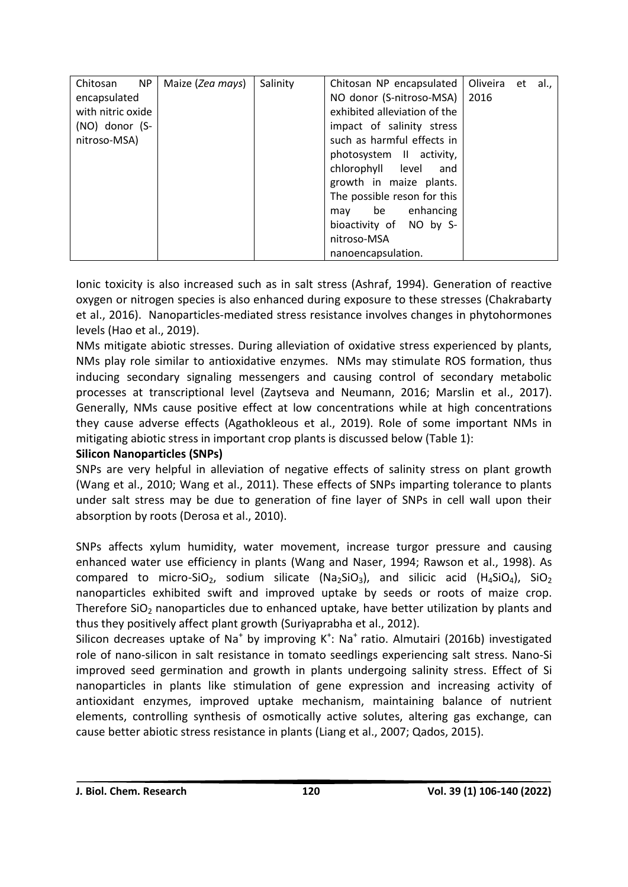| Chitosan NP encapsulated with nitric oxide (NO) donor (S-nitroso-MSA) | Maize (*Zea mays*) | Salinity | Chitosan NP encapsulated NO donor (S-nitroso-MSA) exhibited alleviation of the impact of salinity stress such as harmful effects in photosystem II activity, chlorophyll level and growth in maize plants. The possible reson for this may be enhancing bioactivity of NO by S-nitroso-MSA nanoencapsulation. | Oliveira et al., 2016 |
|---|---|---|---|---|

Ionic toxicity is also increased such as in salt stress (Ashraf, 1994). Generation of reactive oxygen or nitrogen species is also enhanced during exposure to these stresses (Chakrabarty et al., 2016). Nanoparticles-mediated stress resistance involves changes in phytohormones levels (Hao et al., 2019).

NMs mitigate abiotic stresses. During alleviation of oxidative stress experienced by plants, NMs play role similar to antioxidative enzymes. NMs may stimulate ROS formation, thus inducing secondary signaling messengers and causing control of secondary metabolic processes at transcriptional level (Zaytseva and Neumann, 2016; Marslin et al., 2017). Generally, NMs cause positive effect at low concentrations while at high concentrations they cause adverse effects (Agathokleous et al., 2019). Role of some important NMs in mitigating abiotic stress in important crop plants is discussed below (Table 1):

**Silicon Nanoparticles (SNPs)**

SNPs are very helpful in alleviation of negative effects of salinity stress on plant growth (Wang et al., 2010; Wang et al., 2011). These effects of SNPs imparting tolerance to plants under salt stress may be due to generation of fine layer of SNPs in cell wall upon their absorption by roots (Derosa et al., 2010).

SNPs affects xylum humidity, water movement, increase turgor pressure and causing enhanced water use efficiency in plants (Wang and Naser, 1994; Rawson et al., 1998). As compared to micro-$SiO_2$, sodium silicate ($Na_2SiO_3$), and silicic acid ($H_4SiO_4$), $SiO_2$ nanoparticles exhibited swift and improved uptake by seeds or roots of maize crop. Therefore $SiO_2$ nanoparticles due to enhanced uptake, have better utilization by plants and thus they positively affect plant growth (Suriyaprabha et al., 2012).

Silicon decreases uptake of $Na^+$ by improving $K^+$: $Na^+$ ratio. Almutairi (2016b) investigated role of nano-silicon in salt resistance in tomato seedlings experiencing salt stress. Nano-Si improved seed germination and growth in plants undergoing salinity stress. Effect of Si nanoparticles in plants like stimulation of gene expression and increasing activity of antioxidant enzymes, improved uptake mechanism, maintaining balance of nutrient elements, controlling synthesis of osmotically active solutes, altering gas exchange, can cause better abiotic stress resistance in plants (Liang et al., 2007; Qados, 2015).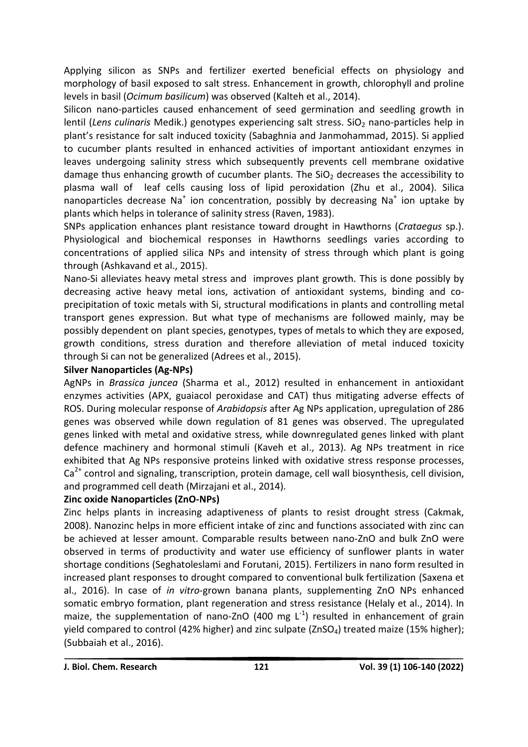Applying silicon as SNPs and fertilizer exerted beneficial effects on physiology and morphology of basil exposed to salt stress. Enhancement in growth, chlorophyll and proline levels in basil (*Ocimum basilicum*) was observed (Kalteh et al., 2014).

Silicon nano-particles caused enhancement of seed germination and seedling growth in lentil (*Lens culinaris* Medik.) genotypes experiencing salt stress. $SiO_2$ nano-particles help in plant's resistance for salt induced toxicity (Sabaghnia and Janmohammad, 2015). Si applied to cucumber plants resulted in enhanced activities of important antioxidant enzymes in leaves undergoing salinity stress which subsequently prevents cell membrane oxidative damage thus enhancing growth of cucumber plants. The $SiO_2$ decreases the accessibility to plasma wall of leaf cells causing loss of lipid peroxidation (Zhu et al., 2004). Silica nanoparticles decrease $Na^+$ ion concentration, possibly by decreasing $Na^+$ ion uptake by plants which helps in tolerance of salinity stress (Raven, 1983).

SNPs application enhances plant resistance toward drought in Hawthorns (*Crataegus* sp.). Physiological and biochemical responses in Hawthorns seedlings varies according to concentrations of applied silica NPs and intensity of stress through which plant is going through (Ashkavand et al., 2015).

Nano-Si alleviates heavy metal stress and improves plant growth. This is done possibly by decreasing active heavy metal ions, activation of antioxidant systems, binding and co-precipitation of toxic metals with Si, structural modifications in plants and controlling metal transport genes expression. But what type of mechanisms are followed mainly, may be possibly dependent on plant species, genotypes, types of metals to which they are exposed, growth conditions, stress duration and therefore alleviation of metal induced toxicity through Si can not be generalized (Adrees et al., 2015).

**Silver Nanoparticles (Ag-NPs)**

AgNPs in *Brassica juncea* (Sharma et al., 2012) resulted in enhancement in antioxidant enzymes activities (APX, guaiacol peroxidase and CAT) thus mitigating adverse effects of ROS. During molecular response of *Arabidopsis* after Ag NPs application, upregulation of 286 genes was observed while down regulation of 81 genes was observed. The upregulated genes linked with metal and oxidative stress, while downregulated genes linked with plant defence machinery and hormonal stimuli (Kaveh et al., 2013). Ag NPs treatment in rice exhibited that Ag NPs responsive proteins linked with oxidative stress response processes, $Ca^{2+}$ control and signaling, transcription, protein damage, cell wall biosynthesis, cell division, and programmed cell death (Mirzajani et al., 2014).

**Zinc oxide Nanoparticles (ZnO-NPs)**

Zinc helps plants in increasing adaptiveness of plants to resist drought stress (Cakmak, 2008). Nanozinc helps in more efficient intake of zinc and functions associated with zinc can be achieved at lesser amount. Comparable results between nano-ZnO and bulk ZnO were observed in terms of productivity and water use efficiency of sunflower plants in water shortage conditions (Seghatoleslami and Forutani, 2015). Fertilizers in nano form resulted in increased plant responses to drought compared to conventional bulk fertilization (Saxena et al., 2016). In case of *in vitro*-grown banana plants, supplementing ZnO NPs enhanced somatic embryo formation, plant regeneration and stress resistance (Helaly et al., 2014). In maize, the supplementation of nano-ZnO (400 mg $L^{-1}$) resulted in enhancement of grain yield compared to control (42% higher) and zinc sulpate ($ZnSO_4$) treated maize (15% higher); (Subbaiah et al., 2016).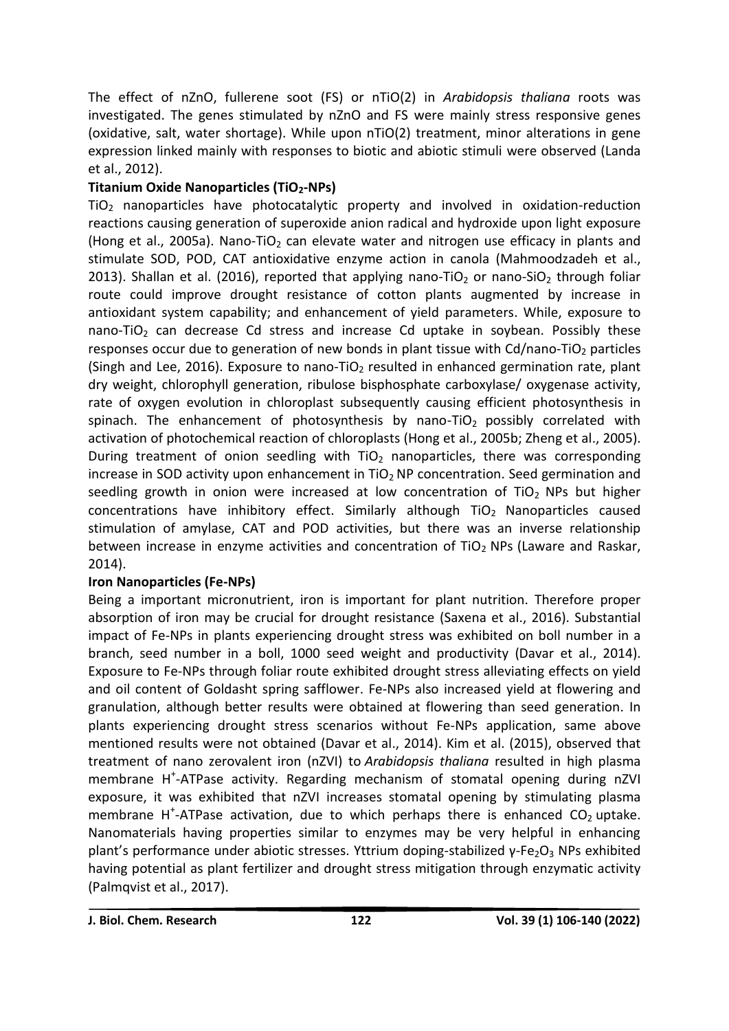The effect of nZnO, fullerene soot (FS) or nTiO(2) in *Arabidopsis thaliana* roots was investigated. The genes stimulated by nZnO and FS were mainly stress responsive genes (oxidative, salt, water shortage). While upon nTiO(2) treatment, minor alterations in gene expression linked mainly with responses to biotic and abiotic stimuli were observed (Landa et al., 2012).

**Titanium Oxide Nanoparticles ($TiO_2$-NPs)**

$TiO_2$ nanoparticles have photocatalytic property and involved in oxidation-reduction reactions causing generation of superoxide anion radical and hydroxide upon light exposure (Hong et al., 2005a). Nano-$TiO_2$ can elevate water and nitrogen use efficacy in plants and stimulate SOD, POD, CAT antioxidative enzyme action in canola (Mahmoodzadeh et al., 2013). Shallan et al. (2016), reported that applying nano-$TiO_2$ or nano-$SiO_2$ through foliar route could improve drought resistance of cotton plants augmented by increase in antioxidant system capability; and enhancement of yield parameters. While, exposure to nano-$TiO_2$ can decrease Cd stress and increase Cd uptake in soybean. Possibly these responses occur due to generation of new bonds in plant tissue with Cd/nano-$TiO_2$ particles (Singh and Lee, 2016). Exposure to nano-$TiO_2$ resulted in enhanced germination rate, plant dry weight, chlorophyll generation, ribulose bisphosphate carboxylase/ oxygenase activity, rate of oxygen evolution in chloroplast subsequently causing efficient photosynthesis in spinach. The enhancement of photosynthesis by nano-$TiO_2$ possibly correlated with activation of photochemical reaction of chloroplasts (Hong et al., 2005b; Zheng et al., 2005). During treatment of onion seedling with $TiO_2$ nanoparticles, there was corresponding increase in SOD activity upon enhancement in $TiO_2$ NP concentration. Seed germination and seedling growth in onion were increased at low concentration of $TiO_2$ NPs but higher concentrations have inhibitory effect. Similarly although $TiO_2$ Nanoparticles caused stimulation of amylase, CAT and POD activities, but there was an inverse relationship between increase in enzyme activities and concentration of $TiO_2$ NPs (Laware and Raskar, 2014).

**Iron Nanoparticles (Fe-NPs)**

Being a important micronutrient, iron is important for plant nutrition. Therefore proper absorption of iron may be crucial for drought resistance (Saxena et al., 2016). Substantial impact of Fe-NPs in plants experiencing drought stress was exhibited on boll number in a branch, seed number in a boll, 1000 seed weight and productivity (Davar et al., 2014). Exposure to Fe-NPs through foliar route exhibited drought stress alleviating effects on yield and oil content of Goldasht spring safflower. Fe-NPs also increased yield at flowering and granulation, although better results were obtained at flowering than seed generation. In plants experiencing drought stress scenarios without Fe-NPs application, same above mentioned results were not obtained (Davar et al., 2014). Kim et al. (2015), observed that treatment of nano zerovalent iron (nZVI) to *Arabidopsis thaliana* resulted in high plasma membrane $H^+$-ATPase activity. Regarding mechanism of stomatal opening during nZVI exposure, it was exhibited that nZVI increases stomatal opening by stimulating plasma membrane $H^+$-ATPase activation, due to which perhaps there is enhanced $CO_2$ uptake. Nanomaterials having properties similar to enzymes may be very helpful in enhancing plant's performance under abiotic stresses. Yttrium doping-stabilized $\gamma$-$Fe_2O_3$ NPs exhibited having potential as plant fertilizer and drought stress mitigation through enzymatic activity (Palmqvist et al., 2017).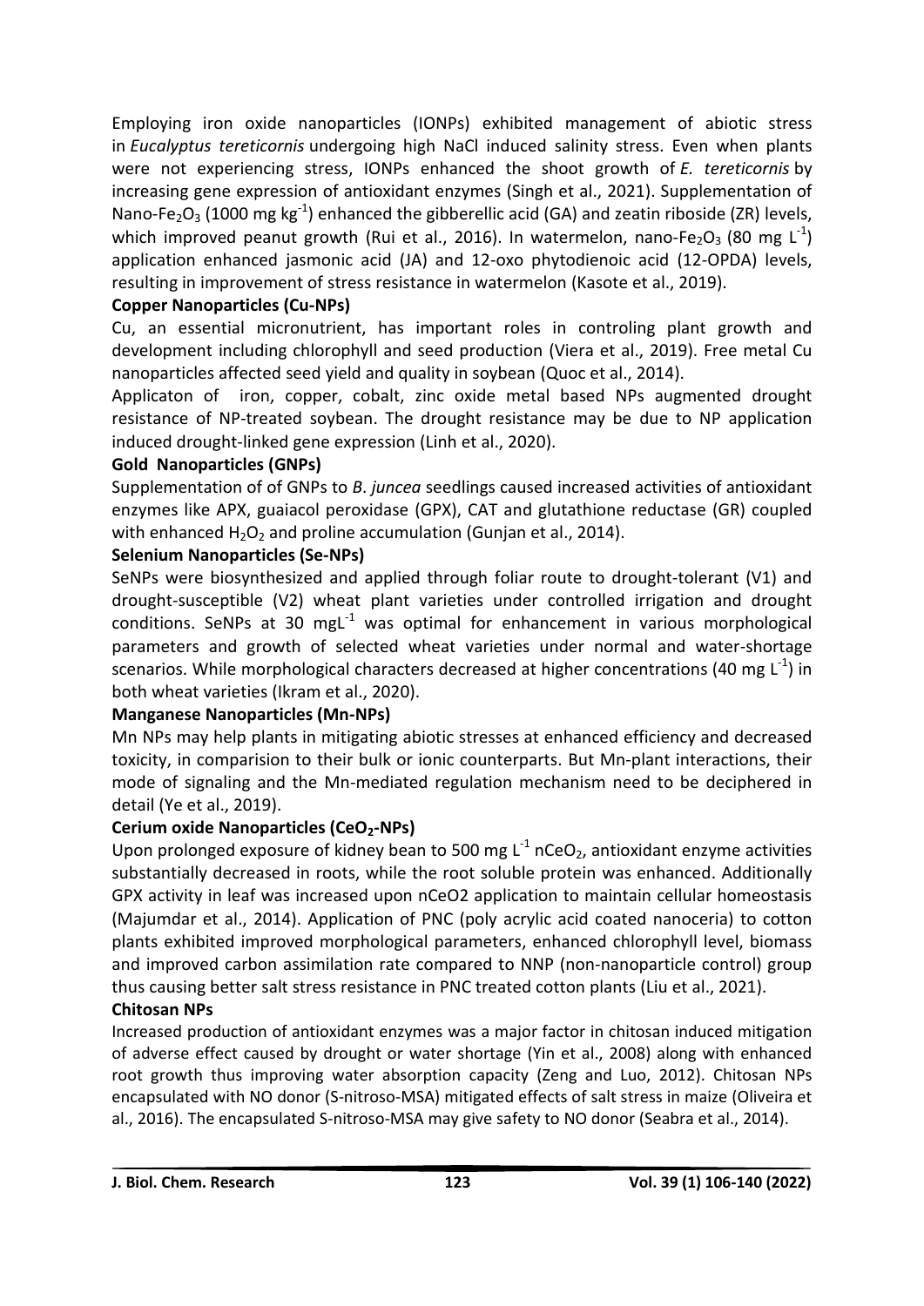Employing iron oxide nanoparticles (IONPs) exhibited management of abiotic stress in *Eucalyptus tereticornis* undergoing high NaCl induced salinity stress. Even when plants were not experiencing stress, IONPs enhanced the shoot growth of *E. tereticornis* by increasing gene expression of antioxidant enzymes (Singh et al., 2021). Supplementation of Nano-$Fe_2O_3$ (1000 mg $kg^{-1}$) enhanced the gibberellic acid (GA) and zeatin riboside (ZR) levels, which improved peanut growth (Rui et al., 2016). In watermelon, nano-$Fe_2O_3$ (80 mg $L^{-1}$) application enhanced jasmonic acid (JA) and 12-oxo phytodienoic acid (12-OPDA) levels, resulting in improvement of stress resistance in watermelon (Kasote et al., 2019).

**Copper Nanoparticles (Cu-NPs)**

Cu, an essential micronutrient, has important roles in controling plant growth and development including chlorophyll and seed production (Viera et al., 2019). Free metal Cu nanoparticles affected seed yield and quality in soybean (Quoc et al., 2014).

Applicaton of iron, copper, cobalt, zinc oxide metal based NPs augmented drought resistance of NP-treated soybean. The drought resistance may be due to NP application induced drought-linked gene expression (Linh et al., 2020).

**Gold Nanoparticles (GNPs)**

Supplementation of of GNPs to *B. juncea* seedlings caused increased activities of antioxidant enzymes like APX, guaiacol peroxidase (GPX), CAT and glutathione reductase (GR) coupled with enhanced $H_2O_2$ and proline accumulation (Gunjan et al., 2014).

**Selenium Nanoparticles (Se-NPs)**

SeNPs were biosynthesized and applied through foliar route to drought-tolerant (V1) and drought-susceptible (V2) wheat plant varieties under controlled irrigation and drought conditions. SeNPs at 30 $mgL^{-1}$ was optimal for enhancement in various morphological parameters and growth of selected wheat varieties under normal and water-shortage scenarios. While morphological characters decreased at higher concentrations (40 mg $L^{-1}$) in both wheat varieties (Ikram et al., 2020).

**Manganese Nanoparticles (Mn-NPs)**

Mn NPs may help plants in mitigating abiotic stresses at enhanced efficiency and decreased toxicity, in comparision to their bulk or ionic counterparts. But Mn-plant interactions, their mode of signaling and the Mn-mediated regulation mechanism need to be deciphered in detail (Ye et al., 2019).

**Cerium oxide Nanoparticles ($CeO_2$-NPs)**

Upon prolonged exposure of kidney bean to 500 mg $L^{-1}$ n$CeO_2$, antioxidant enzyme activities substantially decreased in roots, while the root soluble protein was enhanced. Additionally GPX activity in leaf was increased upon nCeO2 application to maintain cellular homeostasis (Majumdar et al., 2014). Application of PNC (poly acrylic acid coated nanoceria) to cotton plants exhibited improved morphological parameters, enhanced chlorophyll level, biomass and improved carbon assimilation rate compared to NNP (non-nanoparticle control) group thus causing better salt stress resistance in PNC treated cotton plants (Liu et al., 2021).

**Chitosan NPs**

Increased production of antioxidant enzymes was a major factor in chitosan induced mitigation of adverse effect caused by drought or water shortage (Yin et al., 2008) along with enhanced root growth thus improving water absorption capacity (Zeng and Luo, 2012). Chitosan NPs encapsulated with NO donor (S-nitroso-MSA) mitigated effects of salt stress in maize (Oliveira et al., 2016). The encapsulated S-nitroso-MSA may give safety to NO donor (Seabra et al., 2014).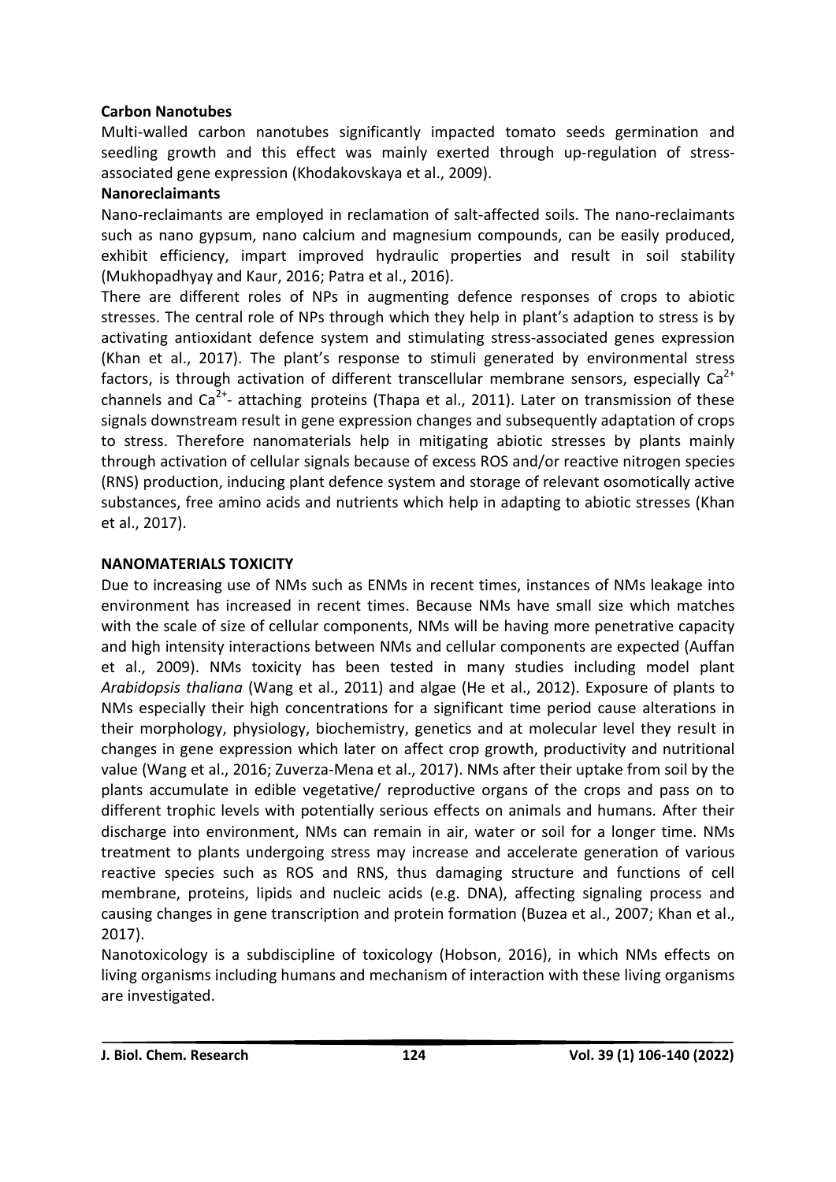**Carbon Nanotubes**

Multi-walled carbon nanotubes significantly impacted tomato seeds germination and seedling growth and this effect was mainly exerted through up-regulation of stress-associated gene expression (Khodakovskaya et al., 2009).

**Nanoreclaimants**

Nano-reclaimants are employed in reclamation of salt-affected soils. The nano-reclaimants such as nano gypsum, nano calcium and magnesium compounds, can be easily produced, exhibit efficiency, impart improved hydraulic properties and result in soil stability (Mukhopadhyay and Kaur, 2016; Patra et al., 2016).

There are different roles of NPs in augmenting defence responses of crops to abiotic stresses. The central role of NPs through which they help in plant's adaption to stress is by activating antioxidant defence system and stimulating stress-associated genes expression (Khan et al., 2017). The plant's response to stimuli generated by environmental stress factors, is through activation of different transcellular membrane sensors, especially $Ca^{2+}$ channels and $Ca^{2+}$- attaching proteins (Thapa et al., 2011). Later on transmission of these signals downstream result in gene expression changes and subsequently adaptation of crops to stress. Therefore nanomaterials help in mitigating abiotic stresses by plants mainly through activation of cellular signals because of excess ROS and/or reactive nitrogen species (RNS) production, inducing plant defence system and storage of relevant osomotically active substances, free amino acids and nutrients which help in adapting to abiotic stresses (Khan et al., 2017).

## NANOMATERIALS TOXICITY

Due to increasing use of NMs such as ENMs in recent times, instances of NMs leakage into environment has increased in recent times. Because NMs have small size which matches with the scale of size of cellular components, NMs will be having more penetrative capacity and high intensity interactions between NMs and cellular components are expected (Auffan et al., 2009). NMs toxicity has been tested in many studies including model plant *Arabidopsis thaliana* (Wang et al., 2011) and algae (He et al., 2012). Exposure of plants to NMs especially their high concentrations for a significant time period cause alterations in their morphology, physiology, biochemistry, genetics and at molecular level they result in changes in gene expression which later on affect crop growth, productivity and nutritional value (Wang et al., 2016; Zuverza-Mena et al., 2017). NMs after their uptake from soil by the plants accumulate in edible vegetative/ reproductive organs of the crops and pass on to different trophic levels with potentially serious effects on animals and humans. After their discharge into environment, NMs can remain in air, water or soil for a longer time. NMs treatment to plants undergoing stress may increase and accelerate generation of various reactive species such as ROS and RNS, thus damaging structure and functions of cell membrane, proteins, lipids and nucleic acids (e.g. DNA), affecting signaling process and causing changes in gene transcription and protein formation (Buzea et al., 2007; Khan et al., 2017).

Nanotoxicology is a subdiscipline of toxicology (Hobson, 2016), in which NMs effects on living organisms including humans and mechanism of interaction with these living organisms are investigated.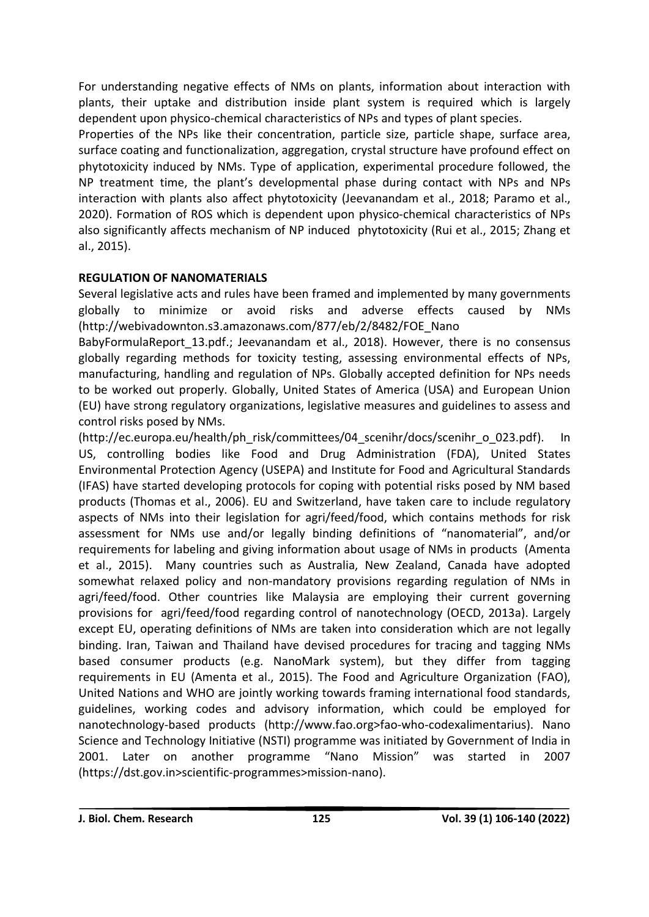For understanding negative effects of NMs on plants, information about interaction with plants, their uptake and distribution inside plant system is required which is largely dependent upon physico-chemical characteristics of NPs and types of plant species.

Properties of the NPs like their concentration, particle size, particle shape, surface area, surface coating and functionalization, aggregation, crystal structure have profound effect on phytotoxicity induced by NMs. Type of application, experimental procedure followed, the NP treatment time, the plant's developmental phase during contact with NPs and NPs interaction with plants also affect phytotoxicity (Jeevanandam et al., 2018; Paramo et al., 2020). Formation of ROS which is dependent upon physico-chemical characteristics of NPs also significantly affects mechanism of NP induced phytotoxicity (Rui et al., 2015; Zhang et al., 2015).

## REGULATION OF NANOMATERIALS

Several legislative acts and rules have been framed and implemented by many governments globally to minimize or avoid risks and adverse effects caused by NMs (http://webivadownton.s3.amazonaws.com/877/eb/2/8482/FOE_Nano BabyFormulaReport_13.pdf.; Jeevanandam et al., 2018). However, there is no consensus globally regarding methods for toxicity testing, assessing environmental effects of NPs, manufacturing, handling and regulation of NPs. Globally accepted definition for NPs needs to be worked out properly. Globally, United States of America (USA) and European Union (EU) have strong regulatory organizations, legislative measures and guidelines to assess and control risks posed by NMs. (http://ec.europa.eu/health/ph_risk/committees/04_scenihr/docs/scenihr_o_023.pdf). In US, controlling bodies like Food and Drug Administration (FDA), United States Environmental Protection Agency (USEPA) and Institute for Food and Agricultural Standards (IFAS) have started developing protocols for coping with potential risks posed by NM based products (Thomas et al., 2006). EU and Switzerland, have taken care to include regulatory aspects of NMs into their legislation for agri/feed/food, which contains methods for risk assessment for NMs use and/or legally binding definitions of "nanomaterial", and/or requirements for labeling and giving information about usage of NMs in products (Amenta et al., 2015). Many countries such as Australia, New Zealand, Canada have adopted somewhat relaxed policy and non-mandatory provisions regarding regulation of NMs in agri/feed/food. Other countries like Malaysia are employing their current governing provisions for agri/feed/food regarding control of nanotechnology (OECD, 2013a). Largely except EU, operating definitions of NMs are taken into consideration which are not legally binding. Iran, Taiwan and Thailand have devised procedures for tracing and tagging NMs based consumer products (e.g. NanoMark system), but they differ from tagging requirements in EU (Amenta et al., 2015). The Food and Agriculture Organization (FAO), United Nations and WHO are jointly working towards framing international food standards, guidelines, working codes and advisory information, which could be employed for nanotechnology-based products (http://www.fao.org>fao-who-codexalimentarius). Nano Science and Technology Initiative (NSTI) programme was initiated by Government of India in 2001. Later on another programme "Nano Mission" was started in 2007 (https://dst.gov.in>scientific-programmes>mission-nano).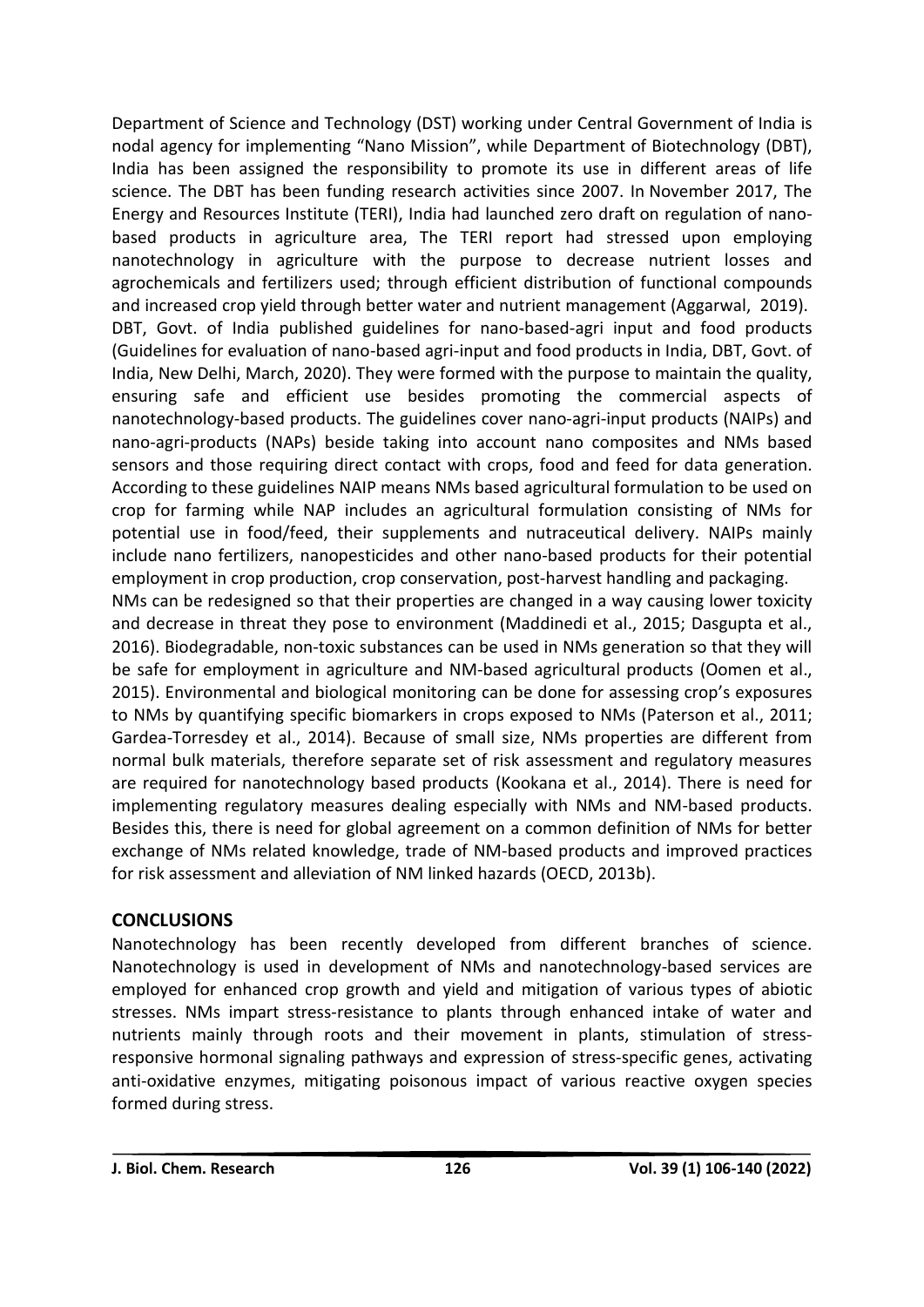Department of Science and Technology (DST) working under Central Government of India is nodal agency for implementing "Nano Mission", while Department of Biotechnology (DBT), India has been assigned the responsibility to promote its use in different areas of life science. The DBT has been funding research activities since 2007. In November 2017, The Energy and Resources Institute (TERI), India had launched zero draft on regulation of nano-based products in agriculture area, The TERI report had stressed upon employing nanotechnology in agriculture with the purpose to decrease nutrient losses and agrochemicals and fertilizers used; through efficient distribution of functional compounds and increased crop yield through better water and nutrient management (Aggarwal, 2019).

DBT, Govt. of India published guidelines for nano-based-agri input and food products (Guidelines for evaluation of nano-based agri-input and food products in India, DBT, Govt. of India, New Delhi, March, 2020). They were formed with the purpose to maintain the quality, ensuring safe and efficient use besides promoting the commercial aspects of nanotechnology-based products. The guidelines cover nano-agri-input products (NAIPs) and nano-agri-products (NAPs) beside taking into account nano composites and NMs based sensors and those requiring direct contact with crops, food and feed for data generation. According to these guidelines NAIP means NMs based agricultural formulation to be used on crop for farming while NAP includes an agricultural formulation consisting of NMs for potential use in food/feed, their supplements and nutraceutical delivery. NAIPs mainly include nano fertilizers, nanopesticides and other nano-based products for their potential employment in crop production, crop conservation, post-harvest handling and packaging.

NMs can be redesigned so that their properties are changed in a way causing lower toxicity and decrease in threat they pose to environment (Maddinedi et al., 2015; Dasgupta et al., 2016). Biodegradable, non-toxic substances can be used in NMs generation so that they will be safe for employment in agriculture and NM-based agricultural products (Oomen et al., 2015). Environmental and biological monitoring can be done for assessing crop's exposures to NMs by quantifying specific biomarkers in crops exposed to NMs (Paterson et al., 2011; Gardea-Torresdey et al., 2014). Because of small size, NMs properties are different from normal bulk materials, therefore separate set of risk assessment and regulatory measures are required for nanotechnology based products (Kookana et al., 2014). There is need for implementing regulatory measures dealing especially with NMs and NM-based products. Besides this, there is need for global agreement on a common definition of NMs for better exchange of NMs related knowledge, trade of NM-based products and improved practices for risk assessment and alleviation of NM linked hazards (OECD, 2013b).

## CONCLUSIONS

Nanotechnology has been recently developed from different branches of science. Nanotechnology is used in development of NMs and nanotechnology-based services are employed for enhanced crop growth and yield and mitigation of various types of abiotic stresses. NMs impart stress-resistance to plants through enhanced intake of water and nutrients mainly through roots and their movement in plants, stimulation of stress-responsive hormonal signaling pathways and expression of stress-specific genes, activating anti-oxidative enzymes, mitigating poisonous impact of various reactive oxygen species formed during stress.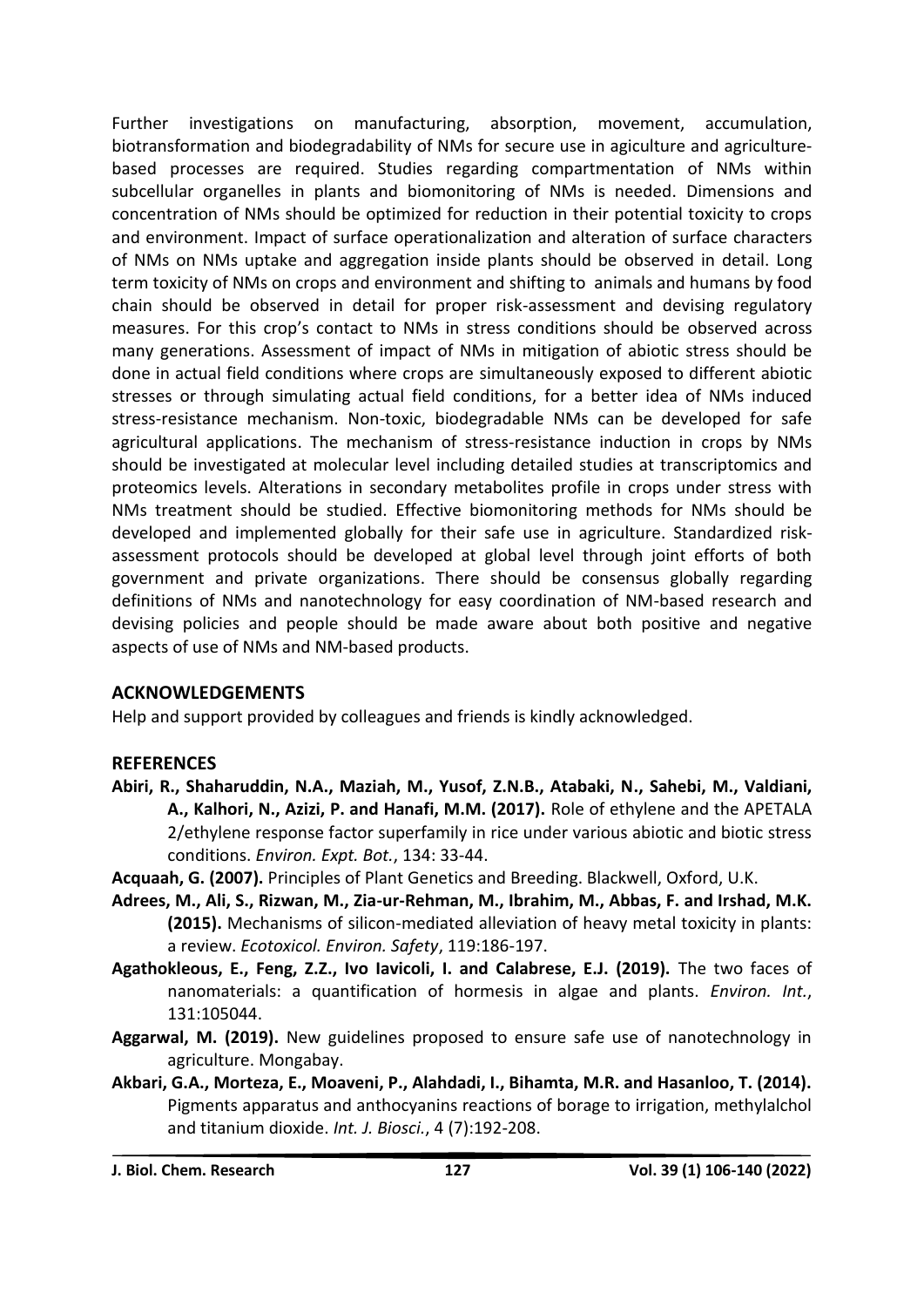Further investigations on manufacturing, absorption, movement, accumulation, biotransformation and biodegradability of NMs for secure use in agiculture and agriculture-based processes are required. Studies regarding compartmentation of NMs within subcellular organelles in plants and biomonitoring of NMs is needed. Dimensions and concentration of NMs should be optimized for reduction in their potential toxicity to crops and environment. Impact of surface operationalization and alteration of surface characters of NMs on NMs uptake and aggregation inside plants should be observed in detail. Long term toxicity of NMs on crops and environment and shifting to animals and humans by food chain should be observed in detail for proper risk-assessment and devising regulatory measures. For this crop's contact to NMs in stress conditions should be observed across many generations. Assessment of impact of NMs in mitigation of abiotic stress should be done in actual field conditions where crops are simultaneously exposed to different abiotic stresses or through simulating actual field conditions, for a better idea of NMs induced stress-resistance mechanism. Non-toxic, biodegradable NMs can be developed for safe agricultural applications. The mechanism of stress-resistance induction in crops by NMs should be investigated at molecular level including detailed studies at transcriptomics and proteomics levels. Alterations in secondary metabolites profile in crops under stress with NMs treatment should be studied. Effective biomonitoring methods for NMs should be developed and implemented globally for their safe use in agriculture. Standardized risk-assessment protocols should be developed at global level through joint efforts of both government and private organizations. There should be consensus globally regarding definitions of NMs and nanotechnology for easy coordination of NM-based research and devising policies and people should be made aware about both positive and negative aspects of use of NMs and NM-based products.

## ACKNOWLEDGEMENTS

Help and support provided by colleagues and friends is kindly acknowledged.

## REFERENCES

**Abiri, R., Shaharuddin, N.A., Maziah, M., Yusof, Z.N.B., Atabaki, N., Sahebi, M., Valdiani, A., Kalhori, N., Azizi, P. and Hanafi, M.M. (2017).** Role of ethylene and the APETALA 2/ethylene response factor superfamily in rice under various abiotic and biotic stress conditions. *Environ. Expt. Bot.*, 134: 33-44.

**Acquaah, G. (2007).** Principles of Plant Genetics and Breeding. Blackwell, Oxford, U.K.

**Adrees, M., Ali, S., Rizwan, M., Zia-ur-Rehman, M., Ibrahim, M., Abbas, F. and Irshad, M.K. (2015).** Mechanisms of silicon-mediated alleviation of heavy metal toxicity in plants: a review. *Ecotoxicol. Environ. Safety*, 119:186-197.

**Agathokleous, E., Feng, Z.Z., Ivo Iavicoli, I. and Calabrese, E.J. (2019).** The two faces of nanomaterials: a quantification of hormesis in algae and plants. *Environ. Int.*, 131:105044.

**Aggarwal, M. (2019).** New guidelines proposed to ensure safe use of nanotechnology in agriculture. Mongabay.

**Akbari, G.A., Morteza, E., Moaveni, P., Alahdadi, I., Bihamta, M.R. and Hasanloo, T. (2014).** Pigments apparatus and anthocyanins reactions of borage to irrigation, methylalchol and titanium dioxide. *Int. J. Biosci.*, 4 (7):192-208.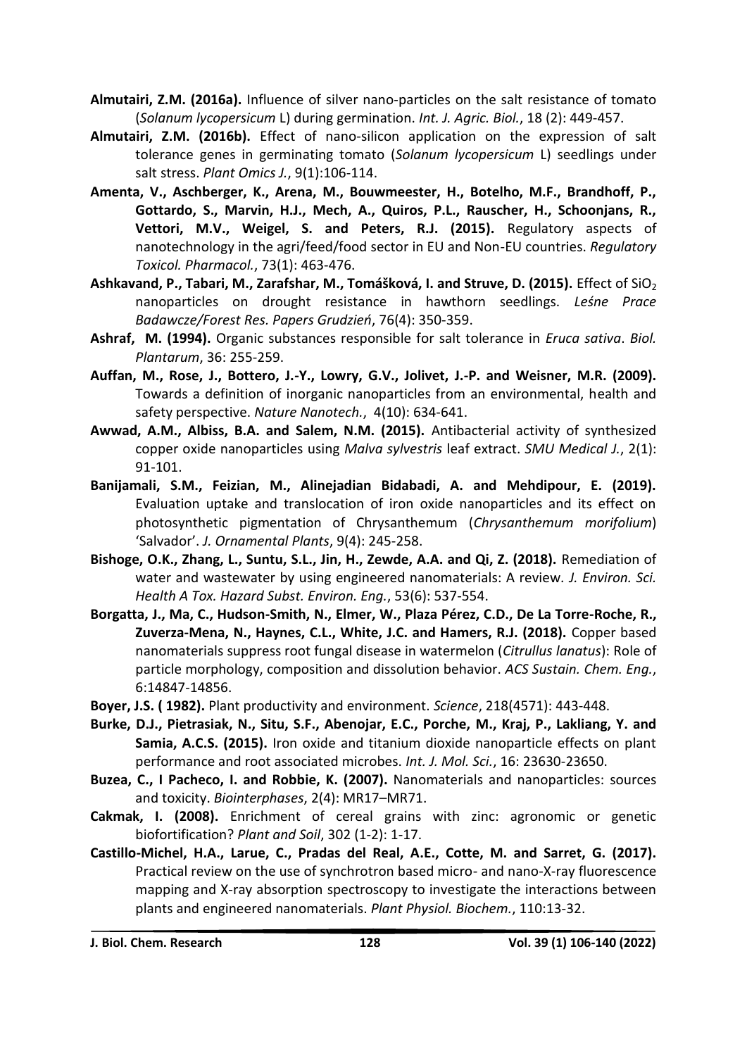**Almutairi, Z.M. (2016a).** Influence of silver nano-particles on the salt resistance of tomato (*Solanum lycopersicum* L) during germination. *Int. J. Agric. Biol.*, 18 (2): 449-457.

**Almutairi, Z.M. (2016b).** Effect of nano-silicon application on the expression of salt tolerance genes in germinating tomato (*Solanum lycopersicum* L) seedlings under salt stress. *Plant Omics J.*, 9(1):106-114.

**Amenta, V., Aschberger, K., Arena, M., Bouwmeester, H., Botelho, M.F., Brandhoff, P., Gottardo, S., Marvin, H.J., Mech, A., Quiros, P.L., Rauscher, H., Schoonjans, R., Vettori, M.V., Weigel, S. and Peters, R.J. (2015).** Regulatory aspects of nanotechnology in the agri/feed/food sector in EU and Non-EU countries. *Regulatory Toxicol. Pharmacol.*, 73(1): 463-476.

**Ashkavand, P., Tabari, M., Zarafshar, M., Tomášková, I. and Struve, D. (2015).** Effect of $SiO_2$ nanoparticles on drought resistance in hawthorn seedlings. *Leśne Prace Badawcze/Forest Res. Papers Grudzień*, 76(4): 350-359.

**Ashraf, M. (1994).** Organic substances responsible for salt tolerance in *Eruca sativa*. *Biol. Plantarum*, 36: 255-259.

**Auffan, M., Rose, J., Bottero, J.-Y., Lowry, G.V., Jolivet, J.-P. and Weisner, M.R. (2009).** Towards a definition of inorganic nanoparticles from an environmental, health and safety perspective. *Nature Nanotech.*, 4(10): 634-641.

**Awwad, A.M., Albiss, B.A. and Salem, N.M. (2015).** Antibacterial activity of synthesized copper oxide nanoparticles using *Malva sylvestris* leaf extract. *SMU Medical J.*, 2(1): 91-101.

**Banijamali, S.M., Feizian, M., Alinejadian Bidabadi, A. and Mehdipour, E. (2019).** Evaluation uptake and translocation of iron oxide nanoparticles and its effect on photosynthetic pigmentation of Chrysanthemum (*Chrysanthemum morifolium*) 'Salvador'. *J. Ornamental Plants*, 9(4): 245-258.

**Bishoge, O.K., Zhang, L., Suntu, S.L., Jin, H., Zewde, A.A. and Qi, Z. (2018).** Remediation of water and wastewater by using engineered nanomaterials: A review. *J. Environ. Sci. Health A Tox. Hazard Subst. Environ. Eng.*, 53(6): 537-554.

**Borgatta, J., Ma, C., Hudson-Smith, N., Elmer, W., Plaza Pérez, C.D., De La Torre-Roche, R., Zuverza-Mena, N., Haynes, C.L., White, J.C. and Hamers, R.J. (2018).** Copper based nanomaterials suppress root fungal disease in watermelon (*Citrullus lanatus*): Role of particle morphology, composition and dissolution behavior. *ACS Sustain. Chem. Eng.*, 6:14847-14856.

**Boyer, J.S. ( 1982).** Plant productivity and environment. *Science*, 218(4571): 443-448.

**Burke, D.J., Pietrasiak, N., Situ, S.F., Abenojar, E.C., Porche, M., Kraj, P., Lakliang, Y. and Samia, A.C.S. (2015).** Iron oxide and titanium dioxide nanoparticle effects on plant performance and root associated microbes. *Int. J. Mol. Sci.*, 16: 23630-23650.

**Buzea, C., I Pacheco, I. and Robbie, K. (2007).** Nanomaterials and nanoparticles: sources and toxicity. *Biointerphases*, 2(4): MR17–MR71.

**Cakmak, I. (2008).** Enrichment of cereal grains with zinc: agronomic or genetic biofortification? *Plant and Soil*, 302 (1-2): 1-17.

**Castillo-Michel, H.A., Larue, C., Pradas del Real, A.E., Cotte, M. and Sarret, G. (2017).** Practical review on the use of synchrotron based micro- and nano-X-ray fluorescence mapping and X-ray absorption spectroscopy to investigate the interactions between plants and engineered nanomaterials. *Plant Physiol. Biochem.*, 110:13-32.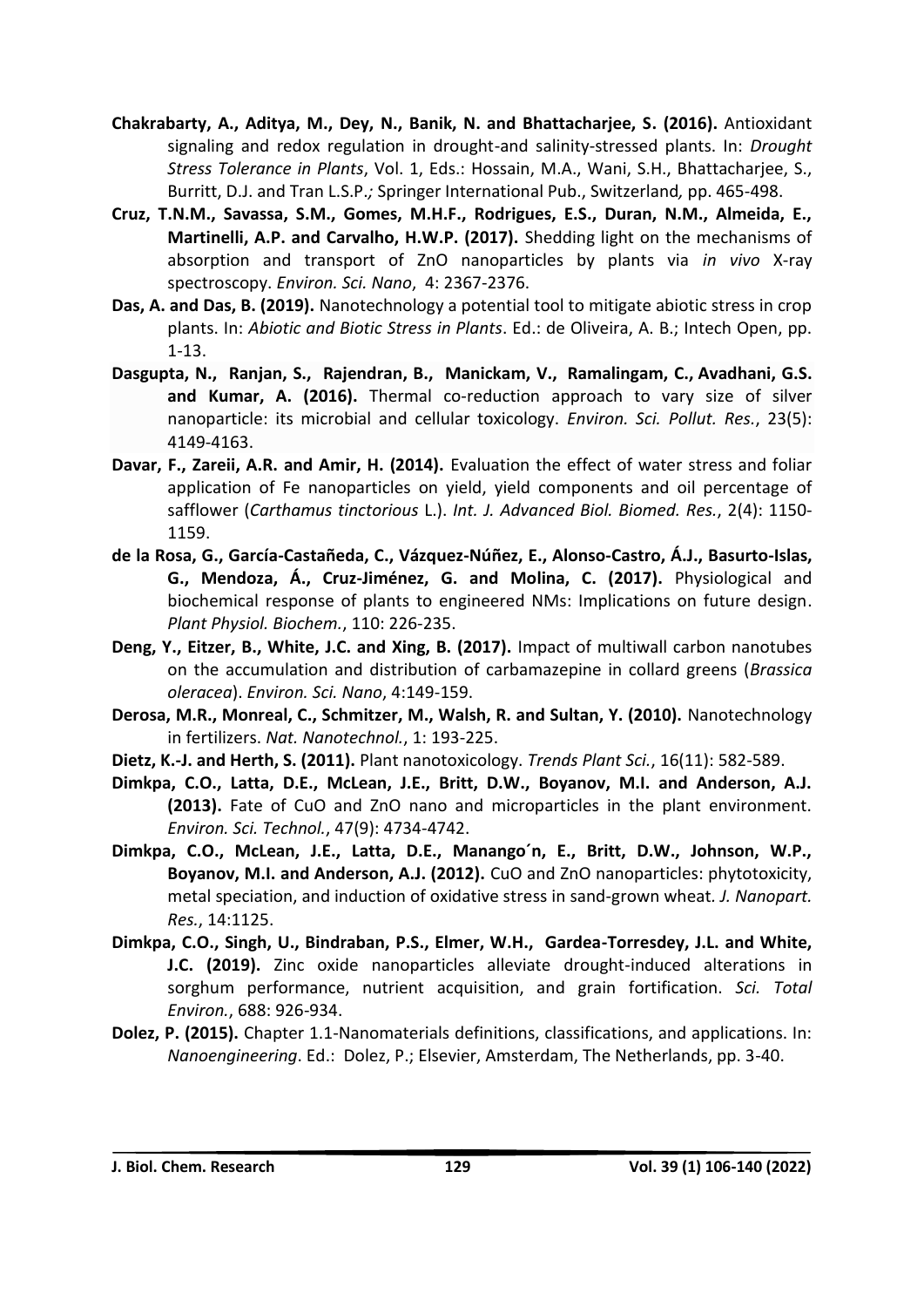**Chakrabarty, A., Aditya, M., Dey, N., Banik, N. and Bhattacharjee, S. (2016).** Antioxidant signaling and redox regulation in drought-and salinity-stressed plants. In: *Drought Stress Tolerance in Plants*, Vol. 1, Eds.: Hossain, M.A., Wani, S.H., Bhattacharjee, S., Burritt, D.J. and Tran L.S.P.*;* Springer International Pub., Switzerland*,* pp. 465-498.

**Cruz, T.N.M., Savassa, S.M., Gomes, M.H.F., Rodrigues, E.S., Duran, N.M., Almeida, E., Martinelli, A.P. and Carvalho, H.W.P. (2017).** Shedding light on the mechanisms of absorption and transport of ZnO nanoparticles by plants via *in vivo* X-ray spectroscopy. *Environ. Sci. Nano*, 4: 2367-2376.

**Das, A. and Das, B. (2019).** Nanotechnology a potential tool to mitigate abiotic stress in crop plants. In: *Abiotic and Biotic Stress in Plants*. Ed.: de Oliveira, A. B.; Intech Open, pp. 1-13.

**Dasgupta, N., Ranjan, S., Rajendran, B., Manickam, V., Ramalingam, C., Avadhani, G.S. and Kumar, A. (2016).** Thermal co-reduction approach to vary size of silver nanoparticle: its microbial and cellular toxicology. *Environ. Sci. Pollut. Res.*, 23(5): 4149-4163.

**Davar, F., Zareii, A.R. and Amir, H. (2014).** Evaluation the effect of water stress and foliar application of Fe nanoparticles on yield, yield components and oil percentage of safflower (*Carthamus tinctorious* L.). *Int. J. Advanced Biol. Biomed. Res.*, 2(4): 1150-1159.

**de la Rosa, G., García-Castañeda, C., Vázquez-Núñez, E., Alonso-Castro, Á.J., Basurto-Islas, G., Mendoza, Á., Cruz-Jiménez, G. and Molina, C. (2017).** Physiological and biochemical response of plants to engineered NMs: Implications on future design. *Plant Physiol. Biochem.*, 110: 226-235.

**Deng, Y., Eitzer, B., White, J.C. and Xing, B. (2017).** Impact of multiwall carbon nanotubes on the accumulation and distribution of carbamazepine in collard greens (*Brassica oleracea*). *Environ. Sci. Nano*, 4:149-159.

**Derosa, M.R., Monreal, C., Schmitzer, M., Walsh, R. and Sultan, Y. (2010).** Nanotechnology in fertilizers. *Nat. Nanotechnol.*, 1: 193-225.

**Dietz, K.-J. and Herth, S. (2011).** Plant nanotoxicology. *Trends Plant Sci.*, 16(11): 582-589.

**Dimkpa, C.O., Latta, D.E., McLean, J.E., Britt, D.W., Boyanov, M.I. and Anderson, A.J. (2013).** Fate of CuO and ZnO nano and microparticles in the plant environment. *Environ. Sci. Technol.*, 47(9): 4734-4742.

**Dimkpa, C.O., McLean, J.E., Latta, D.E., Manango´n, E., Britt, D.W., Johnson, W.P., Boyanov, M.I. and Anderson, A.J. (2012).** CuO and ZnO nanoparticles: phytotoxicity, metal speciation, and induction of oxidative stress in sand-grown wheat. *J. Nanopart. Res.*, 14:1125.

**Dimkpa, C.O., Singh, U., Bindraban, P.S., Elmer, W.H., Gardea-Torresdey, J.L. and White, J.C. (2019).** Zinc oxide nanoparticles alleviate drought-induced alterations in sorghum performance, nutrient acquisition, and grain fortification. *Sci. Total Environ.*, 688: 926-934.

**Dolez, P. (2015).** Chapter 1.1-Nanomaterials definitions, classifications, and applications. In: *Nanoengineering*. Ed.: Dolez, P.; Elsevier, Amsterdam, The Netherlands, pp. 3-40.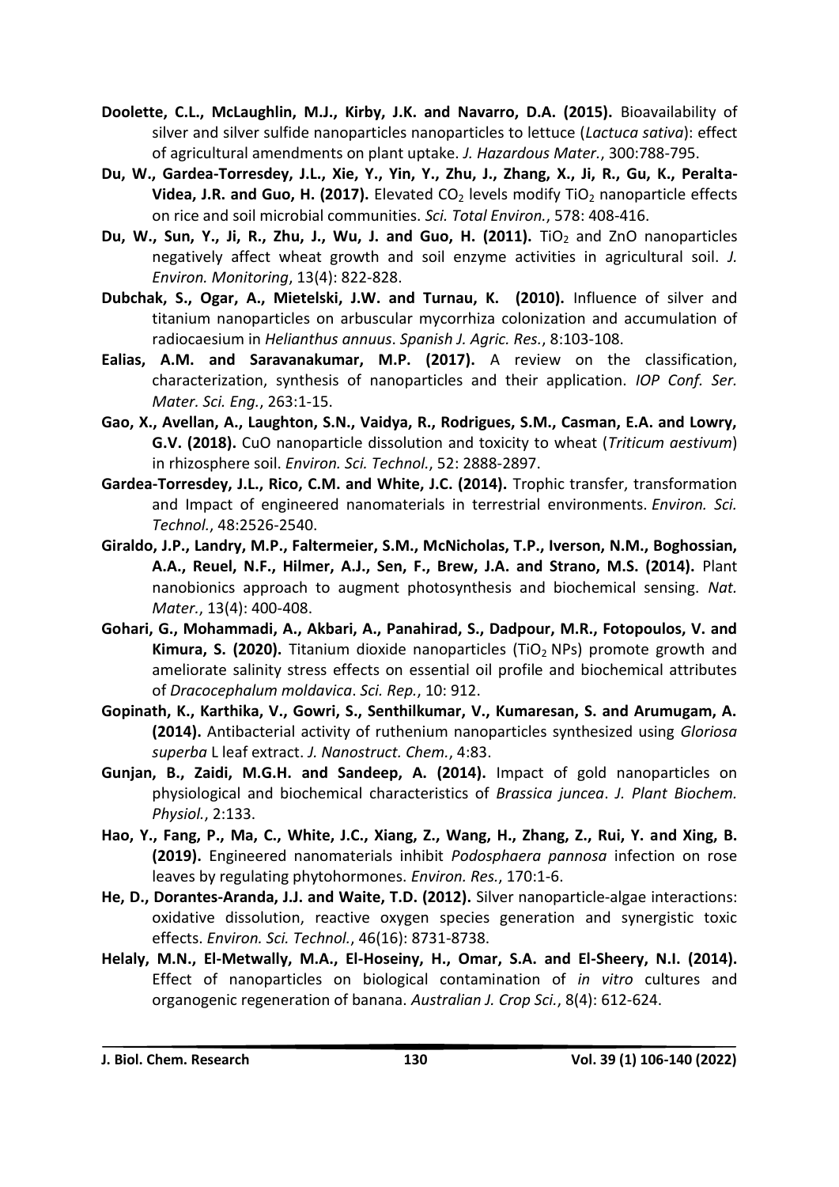**Doolette, C.L., McLaughlin, M.J., Kirby, J.K. and Navarro, D.A. (2015).** Bioavailability of silver and silver sulfide nanoparticles nanoparticles to lettuce (*Lactuca sativa*): effect of agricultural amendments on plant uptake. *J. Hazardous Mater.*, 300:788-795.

**Du, W., Gardea-Torresdey, J.L., Xie, Y., Yin, Y., Zhu, J., Zhang, X., Ji, R., Gu, K., Peralta-Videa, J.R. and Guo, H. (2017).** Elevated $CO_2$ levels modify $TiO_2$ nanoparticle effects on rice and soil microbial communities. *Sci. Total Environ.*, 578: 408-416.

**Du, W., Sun, Y., Ji, R., Zhu, J., Wu, J. and Guo, H. (2011).** $TiO_2$ and ZnO nanoparticles negatively affect wheat growth and soil enzyme activities in agricultural soil. *J. Environ. Monitoring*, 13(4): 822-828.

**Dubchak, S., Ogar, A., Mietelski, J.W. and Turnau, K. (2010).** Influence of silver and titanium nanoparticles on arbuscular mycorrhiza colonization and accumulation of radiocaesium in *Helianthus annuus*. *Spanish J. Agric. Res.*, 8:103-108.

**Ealias, A.M. and Saravanakumar, M.P. (2017).** A review on the classification, characterization, synthesis of nanoparticles and their application. *IOP Conf. Ser. Mater. Sci. Eng.*, 263:1-15.

**Gao, X., Avellan, A., Laughton, S.N., Vaidya, R., Rodrigues, S.M., Casman, E.A. and Lowry, G.V. (2018).** CuO nanoparticle dissolution and toxicity to wheat (*Triticum aestivum*) in rhizosphere soil. *Environ. Sci. Technol.*, 52: 2888-2897.

**Gardea-Torresdey, J.L., Rico, C.M. and White, J.C. (2014).** Trophic transfer, transformation and Impact of engineered nanomaterials in terrestrial environments. *Environ. Sci. Technol.*, 48:2526-2540.

**Giraldo, J.P., Landry, M.P., Faltermeier, S.M., McNicholas, T.P., Iverson, N.M., Boghossian, A.A., Reuel, N.F., Hilmer, A.J., Sen, F., Brew, J.A. and Strano, M.S. (2014).** Plant nanobionics approach to augment photosynthesis and biochemical sensing. *Nat. Mater.*, 13(4): 400-408.

**Gohari, G., Mohammadi, A., Akbari, A., Panahirad, S., Dadpour, M.R., Fotopoulos, V. and Kimura, S. (2020).** Titanium dioxide nanoparticles ($TiO_2$ NPs) promote growth and ameliorate salinity stress effects on essential oil profile and biochemical attributes of *Dracocephalum moldavica*. *Sci. Rep.*, 10: 912.

**Gopinath, K., Karthika, V., Gowri, S., Senthilkumar, V., Kumaresan, S. and Arumugam, A. (2014).** Antibacterial activity of ruthenium nanoparticles synthesized using *Gloriosa superba* L leaf extract. *J. Nanostruct. Chem.*, 4:83.

**Gunjan, B., Zaidi, M.G.H. and Sandeep, A. (2014).** Impact of gold nanoparticles on physiological and biochemical characteristics of *Brassica juncea*. *J. Plant Biochem. Physiol.*, 2:133.

**Hao, Y., Fang, P., Ma, C., White, J.C., Xiang, Z., Wang, H., Zhang, Z., Rui, Y. and Xing, B. (2019).** Engineered nanomaterials inhibit *Podosphaera pannosa* infection on rose leaves by regulating phytohormones. *Environ. Res.*, 170:1-6.

**He, D., Dorantes-Aranda, J.J. and Waite, T.D. (2012).** Silver nanoparticle-algae interactions: oxidative dissolution, reactive oxygen species generation and synergistic toxic effects. *Environ. Sci. Technol.*, 46(16): 8731-8738.

**Helaly, M.N., El-Metwally, M.A., El-Hoseiny, H., Omar, S.A. and El-Sheery, N.I. (2014).** Effect of nanoparticles on biological contamination of *in vitro* cultures and organogenic regeneration of banana. *Australian J. Crop Sci.*, 8(4): 612-624.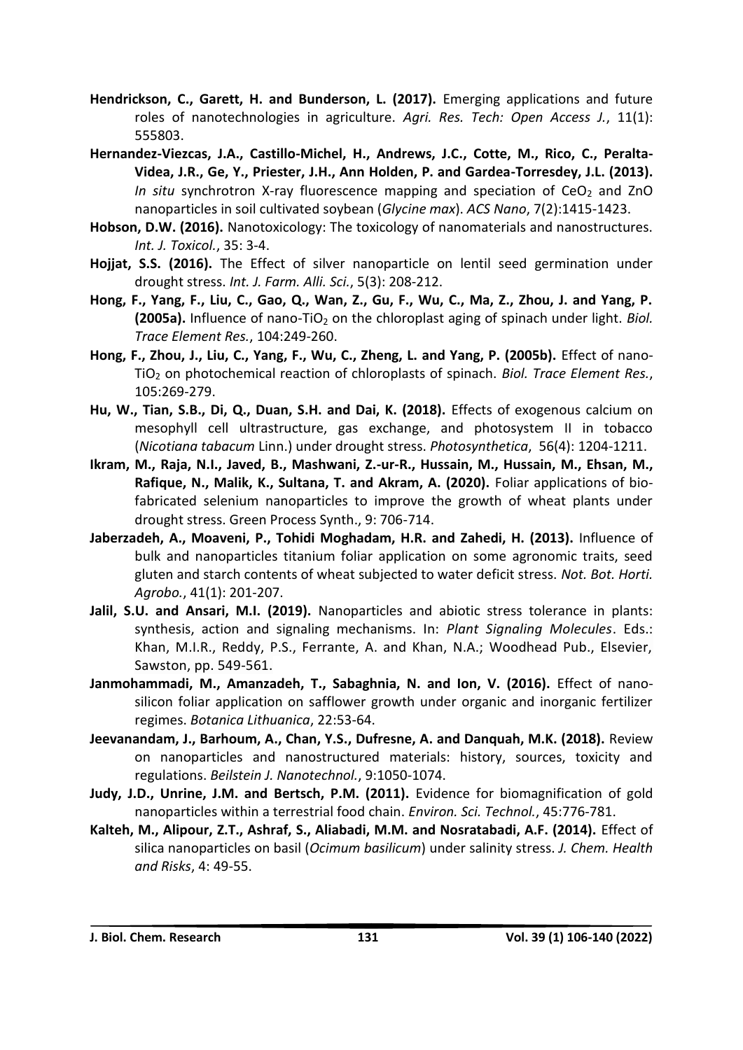**Hendrickson, C., Garett, H. and Bunderson, L. (2017).** Emerging applications and future roles of nanotechnologies in agriculture. *Agri. Res. Tech: Open Access J.*, 11(1): 555803.

**Hernandez-Viezcas, J.A., Castillo-Michel, H., Andrews, J.C., Cotte, M., Rico, C., Peralta-Videa, J.R., Ge, Y., Priester, J.H., Ann Holden, P. and Gardea-Torresdey, J.L. (2013).** *In situ* synchrotron X-ray fluorescence mapping and speciation of $CeO_2$ and ZnO nanoparticles in soil cultivated soybean (*Glycine max*). *ACS Nano*, 7(2):1415-1423.

**Hobson, D.W. (2016).** Nanotoxicology: The toxicology of nanomaterials and nanostructures. *Int. J. Toxicol.*, 35: 3-4.

**Hojjat, S.S. (2016).** The Effect of silver nanoparticle on lentil seed germination under drought stress. *Int. J. Farm. Alli. Sci.*, 5(3): 208-212.

**Hong, F., Yang, F., Liu, C., Gao, Q., Wan, Z., Gu, F., Wu, C., Ma, Z., Zhou, J. and Yang, P. (2005a).** Influence of nano-$TiO_2$ on the chloroplast aging of spinach under light. *Biol. Trace Element Res.*, 104:249-260.

**Hong, F., Zhou, J., Liu, C., Yang, F., Wu, C., Zheng, L. and Yang, P. (2005b).** Effect of nano-$TiO_2$ on photochemical reaction of chloroplasts of spinach. *Biol. Trace Element Res.*, 105:269-279.

**Hu, W., Tian, S.B., Di, Q., Duan, S.H. and Dai, K. (2018).** Effects of exogenous calcium on mesophyll cell ultrastructure, gas exchange, and photosystem II in tobacco (*Nicotiana tabacum* Linn.) under drought stress. *Photosynthetica*, 56(4): 1204-1211.

**Ikram, M., Raja, N.I., Javed, B., Mashwani, Z.-ur-R., Hussain, M., Hussain, M., Ehsan, M., Rafique, N., Malik, K., Sultana, T. and Akram, A. (2020).** Foliar applications of bio-fabricated selenium nanoparticles to improve the growth of wheat plants under drought stress. Green Process Synth., 9: 706-714.

**Jaberzadeh, A., Moaveni, P., Tohidi Moghadam, H.R. and Zahedi, H. (2013).** Influence of bulk and nanoparticles titanium foliar application on some agronomic traits, seed gluten and starch contents of wheat subjected to water deficit stress. *Not. Bot. Horti. Agrobo.*, 41(1): 201-207.

**Jalil, S.U. and Ansari, M.I. (2019).** Nanoparticles and abiotic stress tolerance in plants: synthesis, action and signaling mechanisms. In: *Plant Signaling Molecules*. Eds.: Khan, M.I.R., Reddy, P.S., Ferrante, A. and Khan, N.A.; Woodhead Pub., Elsevier, Sawston, pp. 549-561.

**Janmohammadi, M., Amanzadeh, T., Sabaghnia, N. and Ion, V. (2016).** Effect of nano-silicon foliar application on safflower growth under organic and inorganic fertilizer regimes. *Botanica Lithuanica*, 22:53-64.

**Jeevanandam, J., Barhoum, A., Chan, Y.S., Dufresne, A. and Danquah, M.K. (2018).** Review on nanoparticles and nanostructured materials: history, sources, toxicity and regulations. *Beilstein J. Nanotechnol.*, 9:1050-1074.

**Judy, J.D., Unrine, J.M. and Bertsch, P.M. (2011).** Evidence for biomagnification of gold nanoparticles within a terrestrial food chain. *Environ. Sci. Technol.*, 45:776-781.

**Kalteh, M., Alipour, Z.T., Ashraf, S., Aliabadi, M.M. and Nosratabadi, A.F. (2014).** Effect of silica nanoparticles on basil (*Ocimum basilicum*) under salinity stress. *J. Chem. Health and Risks*, 4: 49-55.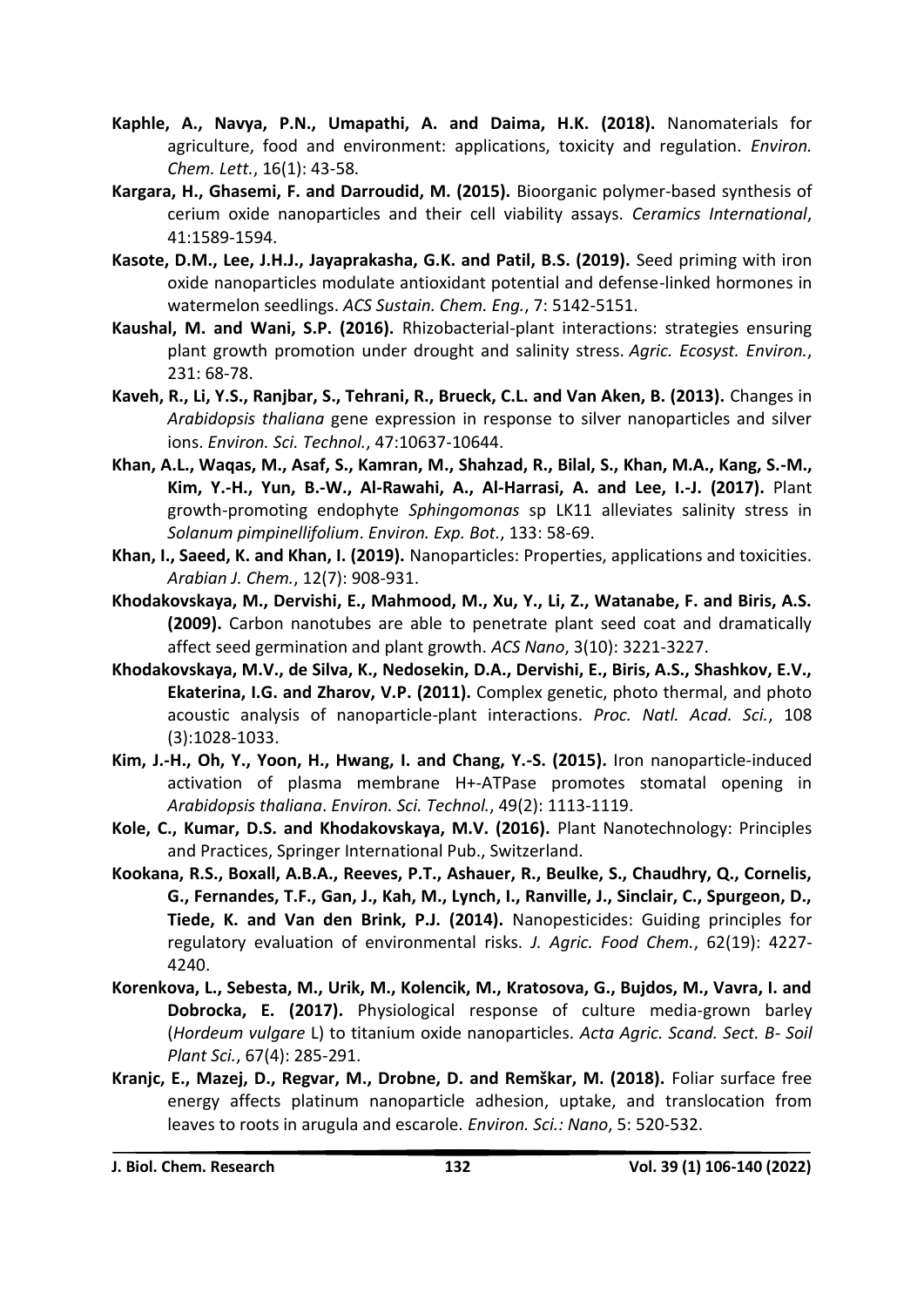**Kaphle, A., Navya, P.N., Umapathi, A. and Daima, H.K. (2018).** Nanomaterials for agriculture, food and environment: applications, toxicity and regulation. *Environ. Chem. Lett.*, 16(1): 43-58.

**Kargara, H., Ghasemi, F. and Darroudid, M. (2015).** Bioorganic polymer-based synthesis of cerium oxide nanoparticles and their cell viability assays. *Ceramics International*, 41:1589-1594.

**Kasote, D.M., Lee, J.H.J., Jayaprakasha, G.K. and Patil, B.S. (2019).** Seed priming with iron oxide nanoparticles modulate antioxidant potential and defense-linked hormones in watermelon seedlings. *ACS Sustain. Chem. Eng.*, 7: 5142-5151.

**Kaushal, M. and Wani, S.P. (2016).** Rhizobacterial-plant interactions: strategies ensuring plant growth promotion under drought and salinity stress. *Agric. Ecosyst. Environ.*, 231: 68-78.

**Kaveh, R., Li, Y.S., Ranjbar, S., Tehrani, R., Brueck, C.L. and Van Aken, B. (2013).** Changes in *Arabidopsis thaliana* gene expression in response to silver nanoparticles and silver ions. *Environ. Sci. Technol.*, 47:10637-10644.

**Khan, A.L., Waqas, M., Asaf, S., Kamran, M., Shahzad, R., Bilal, S., Khan, M.A., Kang, S.-M., Kim, Y.-H., Yun, B.-W., Al-Rawahi, A., Al-Harrasi, A. and Lee, I.-J. (2017).** Plant growth-promoting endophyte *Sphingomonas* sp LK11 alleviates salinity stress in *Solanum pimpinellifolium*. *Environ. Exp. Bot.*, 133: 58-69.

**Khan, I., Saeed, K. and Khan, I. (2019).** Nanoparticles: Properties, applications and toxicities. *Arabian J. Chem.*, 12(7): 908-931.

**Khodakovskaya, M., Dervishi, E., Mahmood, M., Xu, Y., Li, Z., Watanabe, F. and Biris, A.S. (2009).** Carbon nanotubes are able to penetrate plant seed coat and dramatically affect seed germination and plant growth. *ACS Nano*, 3(10): 3221-3227.

**Khodakovskaya, M.V., de Silva, K., Nedosekin, D.A., Dervishi, E., Biris, A.S., Shashkov, E.V., Ekaterina, I.G. and Zharov, V.P. (2011).** Complex genetic, photo thermal, and photo acoustic analysis of nanoparticle-plant interactions. *Proc. Natl. Acad. Sci.*, 108 (3):1028-1033.

**Kim, J.-H., Oh, Y., Yoon, H., Hwang, I. and Chang, Y.-S. (2015).** Iron nanoparticle-induced activation of plasma membrane H+-ATPase promotes stomatal opening in *Arabidopsis thaliana*. *Environ. Sci. Technol.*, 49(2): 1113-1119.

**Kole, C., Kumar, D.S. and Khodakovskaya, M.V. (2016).** Plant Nanotechnology: Principles and Practices, Springer International Pub., Switzerland.

**Kookana, R.S., Boxall, A.B.A., Reeves, P.T., Ashauer, R., Beulke, S., Chaudhry, Q., Cornelis, G., Fernandes, T.F., Gan, J., Kah, M., Lynch, I., Ranville, J., Sinclair, C., Spurgeon, D., Tiede, K. and Van den Brink, P.J. (2014).** Nanopesticides: Guiding principles for regulatory evaluation of environmental risks. *J. Agric. Food Chem.*, 62(19): 4227-4240.

**Korenkova, L., Sebesta, M., Urik, M., Kolencik, M., Kratosova, G., Bujdos, M., Vavra, I. and Dobrocka, E. (2017).** Physiological response of culture media-grown barley (*Hordeum vulgare* L) to titanium oxide nanoparticles. *Acta Agric. Scand. Sect. B- Soil Plant Sci.*, 67(4): 285-291.

**Kranjc, E., Mazej, D., Regvar, M., Drobne, D. and Remškar, M. (2018).** Foliar surface free energy affects platinum nanoparticle adhesion, uptake, and translocation from leaves to roots in arugula and escarole. *Environ. Sci.: Nano*, 5: 520-532.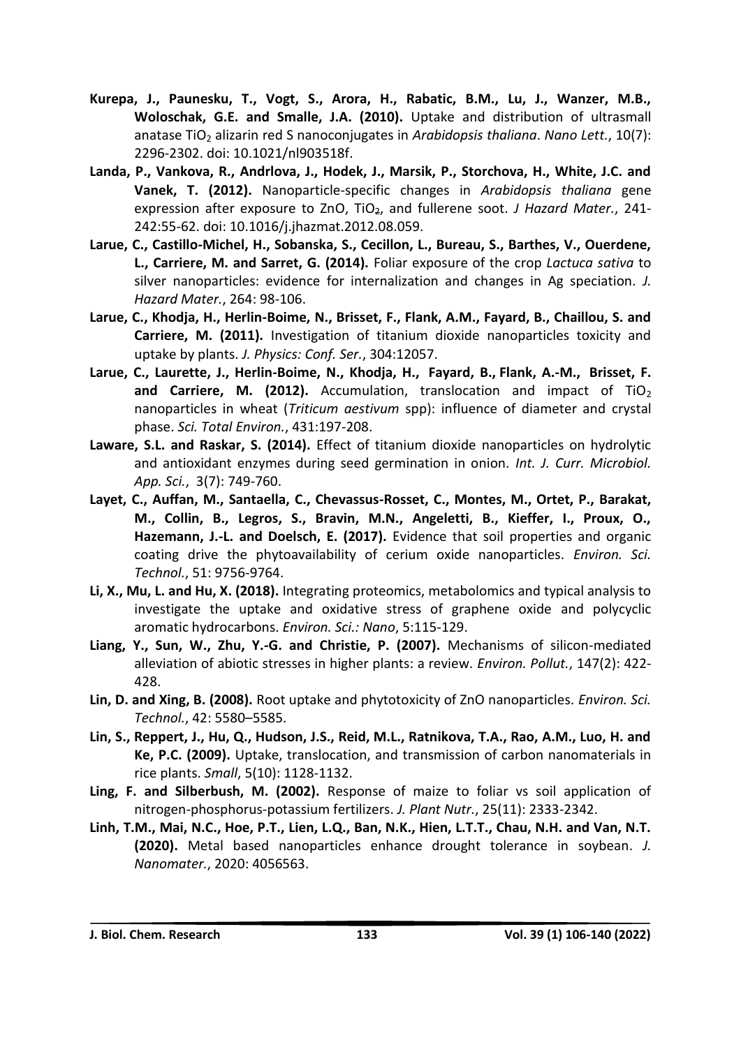**Kurepa, J., Paunesku, T., Vogt, S., Arora, H., Rabatic, B.M., Lu, J., Wanzer, M.B., Woloschak, G.E. and Smalle, J.A. (2010).** Uptake and distribution of ultrasmall anatase $TiO_2$ alizarin red S nanoconjugates in *Arabidopsis thaliana*. *Nano Lett.*, 10(7): 2296-2302. doi: 10.1021/nl903518f.

**Landa, P., Vankova, R., Andrlova, J., Hodek, J., Marsik, P., Storchova, H., White, J.C. and Vanek, T. (2012).** Nanoparticle-specific changes in *Arabidopsis thaliana* gene expression after exposure to ZnO, $TiO_2$, and fullerene soot. *J Hazard Mater.*, 241-242:55-62. doi: 10.1016/j.jhazmat.2012.08.059.

**Larue, C., Castillo-Michel, H., Sobanska, S., Cecillon, L., Bureau, S., Barthes, V., Ouerdene, L., Carriere, M. and Sarret, G. (2014).** Foliar exposure of the crop *Lactuca sativa* to silver nanoparticles: evidence for internalization and changes in Ag speciation. *J. Hazard Mater.*, 264: 98-106.

**Larue, C., Khodja, H., Herlin-Boime, N., Brisset, F., Flank, A.M., Fayard, B., Chaillou, S. and Carriere, M. (2011).** Investigation of titanium dioxide nanoparticles toxicity and uptake by plants. *J. Physics: Conf. Ser.*, 304:12057.

**Larue, C., Laurette, J., Herlin-Boime, N., Khodja, H., Fayard, B., Flank, A.-M., Brisset, F. and Carriere, M. (2012).** Accumulation, translocation and impact of $TiO_2$ nanoparticles in wheat (*Triticum aestivum* spp): influence of diameter and crystal phase. *Sci. Total Environ.*, 431:197-208.

**Laware, S.L. and Raskar, S. (2014).** Effect of titanium dioxide nanoparticles on hydrolytic and antioxidant enzymes during seed germination in onion. *Int. J. Curr. Microbiol. App. Sci.*, 3(7): 749-760.

**Layet, C., Auffan, M., Santaella, C., Chevassus-Rosset, C., Montes, M., Ortet, P., Barakat, M., Collin, B., Legros, S., Bravin, M.N., Angeletti, B., Kieffer, I., Proux, O., Hazemann, J.-L. and Doelsch, E. (2017).** Evidence that soil properties and organic coating drive the phytoavailability of cerium oxide nanoparticles. *Environ. Sci. Technol.*, 51: 9756-9764.

**Li, X., Mu, L. and Hu, X. (2018).** Integrating proteomics, metabolomics and typical analysis to investigate the uptake and oxidative stress of graphene oxide and polycyclic aromatic hydrocarbons. *Environ. Sci.: Nano*, 5:115-129.

**Liang, Y., Sun, W., Zhu, Y.-G. and Christie, P. (2007).** Mechanisms of silicon-mediated alleviation of abiotic stresses in higher plants: a review. *Environ. Pollut.*, 147(2): 422-428.

**Lin, D. and Xing, B. (2008).** Root uptake and phytotoxicity of ZnO nanoparticles. *Environ. Sci. Technol.*, 42: 5580–5585.

**Lin, S., Reppert, J., Hu, Q., Hudson, J.S., Reid, M.L., Ratnikova, T.A., Rao, A.M., Luo, H. and Ke, P.C. (2009).** Uptake, translocation, and transmission of carbon nanomaterials in rice plants. *Small*, 5(10): 1128-1132.

**Ling, F. and Silberbush, M. (2002).** Response of maize to foliar vs soil application of nitrogen-phosphorus-potassium fertilizers. *J. Plant Nutr.*, 25(11): 2333-2342.

**Linh, T.M., Mai, N.C., Hoe, P.T., Lien, L.Q., Ban, N.K., Hien, L.T.T., Chau, N.H. and Van, N.T. (2020).** Metal based nanoparticles enhance drought tolerance in soybean. *J. Nanomater.*, 2020: 4056563.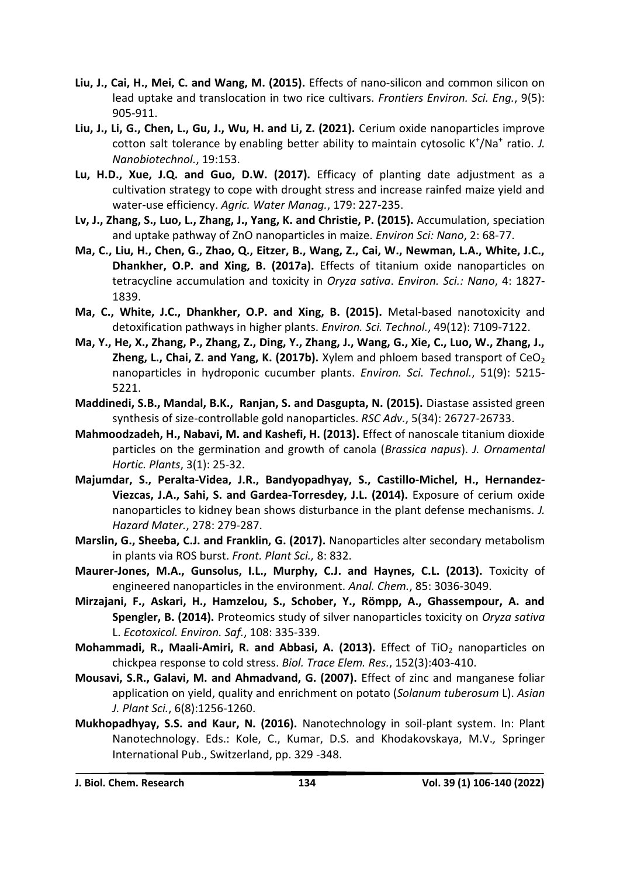**Liu, J., Cai, H., Mei, C. and Wang, M. (2015).** Effects of nano-silicon and common silicon on lead uptake and translocation in two rice cultivars. *Frontiers Environ. Sci. Eng.*, 9(5): 905-911.

**Liu, J., Li, G., Chen, L., Gu, J., Wu, H. and Li, Z. (2021).** Cerium oxide nanoparticles improve cotton salt tolerance by enabling better ability to maintain cytosolic $K^+/Na^+$ ratio. *J. Nanobiotechnol.*, 19:153.

**Lu, H.D., Xue, J.Q. and Guo, D.W. (2017).** Efficacy of planting date adjustment as a cultivation strategy to cope with drought stress and increase rainfed maize yield and water-use efficiency. *Agric. Water Manag.*, 179: 227-235.

**Lv, J., Zhang, S., Luo, L., Zhang, J., Yang, K. and Christie, P. (2015).** Accumulation, speciation and uptake pathway of ZnO nanoparticles in maize. *Environ Sci: Nano*, 2: 68-77.

**Ma, C., Liu, H., Chen, G., Zhao, Q., Eitzer, B., Wang, Z., Cai, W., Newman, L.A., White, J.C., Dhankher, O.P. and Xing, B. (2017a).** Effects of titanium oxide nanoparticles on tetracycline accumulation and toxicity in *Oryza sativa*. *Environ. Sci.: Nano*, 4: 1827-1839.

**Ma, C., White, J.C., Dhankher, O.P. and Xing, B. (2015).** Metal-based nanotoxicity and detoxification pathways in higher plants. *Environ. Sci. Technol.*, 49(12): 7109-7122.

**Ma, Y., He, X., Zhang, P., Zhang, Z., Ding, Y., Zhang, J., Wang, G., Xie, C., Luo, W., Zhang, J., Zheng, L., Chai, Z. and Yang, K. (2017b).** Xylem and phloem based transport of $CeO_2$ nanoparticles in hydroponic cucumber plants. *Environ. Sci. Technol.*, 51(9): 5215-5221.

**Maddinedi, S.B., Mandal, B.K., Ranjan, S. and Dasgupta, N. (2015).** Diastase assisted green synthesis of size-controllable gold nanoparticles. *RSC Adv.*, 5(34): 26727-26733.

**Mahmoodzadeh, H., Nabavi, M. and Kashefi, H. (2013).** Effect of nanoscale titanium dioxide particles on the germination and growth of canola (*Brassica napus*). *J. Ornamental Hortic. Plants*, 3(1): 25-32.

**Majumdar, S., Peralta-Videa, J.R., Bandyopadhyay, S., Castillo-Michel, H., Hernandez-Viezcas, J.A., Sahi, S. and Gardea-Torresdey, J.L. (2014).** Exposure of cerium oxide nanoparticles to kidney bean shows disturbance in the plant defense mechanisms. *J. Hazard Mater.*, 278: 279-287.

**Marslin, G., Sheeba, C.J. and Franklin, G. (2017).** Nanoparticles alter secondary metabolism in plants via ROS burst. *Front. Plant Sci.,* 8: 832.

**Maurer-Jones, M.A., Gunsolus, I.L., Murphy, C.J. and Haynes, C.L. (2013).** Toxicity of engineered nanoparticles in the environment. *Anal. Chem.*, 85: 3036-3049.

**Mirzajani, F., Askari, H., Hamzelou, S., Schober, Y., Römpp, A., Ghassempour, A. and Spengler, B. (2014).** Proteomics study of silver nanoparticles toxicity on *Oryza sativa* L. *Ecotoxicol. Environ. Saf.*, 108: 335-339.

**Mohammadi, R., Maali-Amiri, R. and Abbasi, A. (2013).** Effect of $TiO_2$ nanoparticles on chickpea response to cold stress. *Biol. Trace Elem. Res.*, 152(3):403-410.

**Mousavi, S.R., Galavi, M. and Ahmadvand, G. (2007).** Effect of zinc and manganese foliar application on yield, quality and enrichment on potato (*Solanum tuberosum* L). *Asian J. Plant Sci.*, 6(8):1256-1260.

**Mukhopadhyay, S.S. and Kaur, N. (2016).** Nanotechnology in soil-plant system. In: Plant Nanotechnology. Eds.: Kole, C., Kumar, D.S. and Khodakovskaya, M.V.*,* Springer International Pub., Switzerland, pp. 329 -348.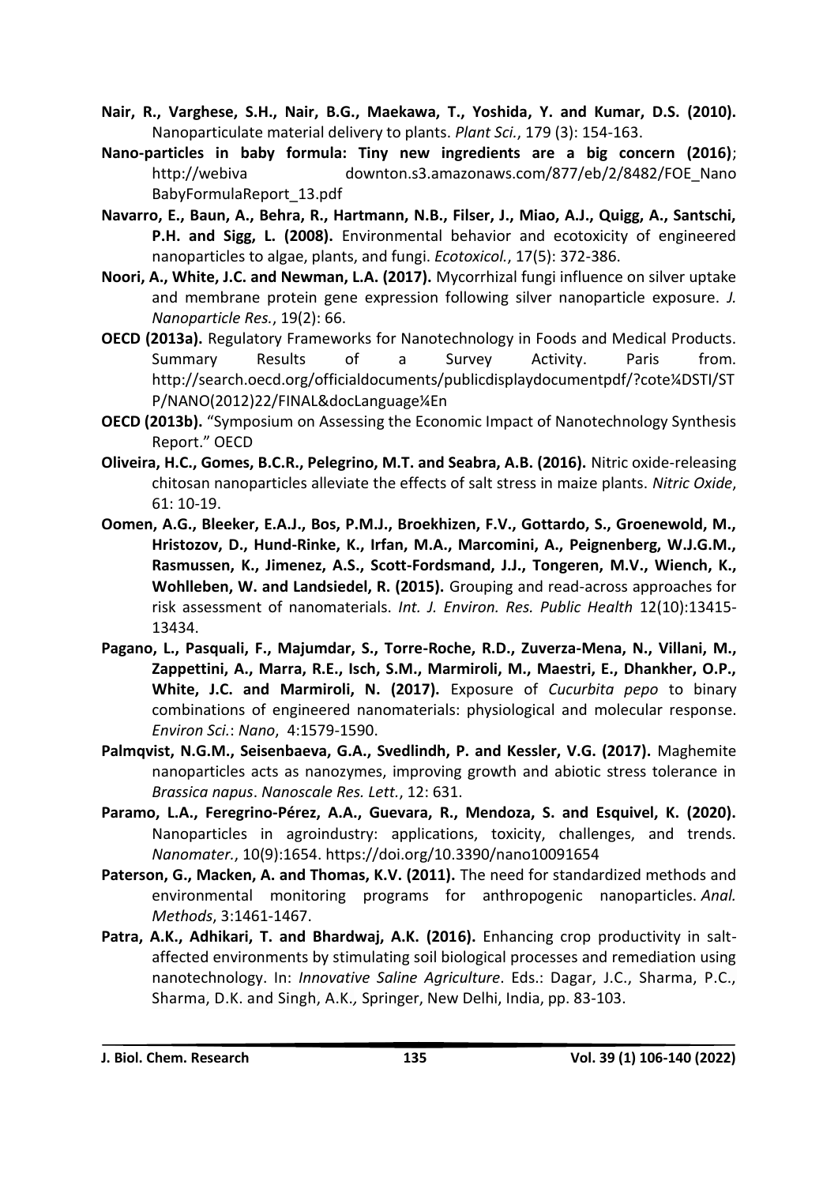**Nair, R., Varghese, S.H., Nair, B.G., Maekawa, T., Yoshida, Y. and Kumar, D.S. (2010).** Nanoparticulate material delivery to plants. *Plant Sci.*, 179 (3): 154-163.

**Nano-particles in baby formula: Tiny new ingredients are a big concern (2016)**; http://webiva downton.s3.amazonaws.com/877/eb/2/8482/FOE_Nano BabyFormulaReport_13.pdf

**Navarro, E., Baun, A., Behra, R., Hartmann, N.B., Filser, J., Miao, A.J., Quigg, A., Santschi, P.H. and Sigg, L. (2008).** Environmental behavior and ecotoxicity of engineered nanoparticles to algae, plants, and fungi. *Ecotoxicol.*, 17(5): 372-386.

**Noori, A., White, J.C. and Newman, L.A. (2017).** Mycorrhizal fungi influence on silver uptake and membrane protein gene expression following silver nanoparticle exposure. *J. Nanoparticle Res.*, 19(2): 66.

**OECD (2013a).** Regulatory Frameworks for Nanotechnology in Foods and Medical Products. Summary Results of a Survey Activity. Paris from. http://search.oecd.org/officialdocuments/publicdisplaydocumentpdf/?cote¼DSTI/STP/NANO(2012)22/FINAL&docLanguage¼En

**OECD (2013b).** "Symposium on Assessing the Economic Impact of Nanotechnology Synthesis Report." OECD

**Oliveira, H.C., Gomes, B.C.R., Pelegrino, M.T. and Seabra, A.B. (2016).** Nitric oxide-releasing chitosan nanoparticles alleviate the effects of salt stress in maize plants. *Nitric Oxide*, 61: 10-19.

**Oomen, A.G., Bleeker, E.A.J., Bos, P.M.J., Broekhizen, F.V., Gottardo, S., Groenewold, M., Hristozov, D., Hund-Rinke, K., Irfan, M.A., Marcomini, A., Peignenberg, W.J.G.M., Rasmussen, K., Jimenez, A.S., Scott-Fordsmand, J.J., Tongeren, M.V., Wiench, K., Wohlleben, W. and Landsiedel, R. (2015).** Grouping and read-across approaches for risk assessment of nanomaterials. *Int. J. Environ. Res. Public Health* 12(10):13415-13434.

**Pagano, L., Pasquali, F., Majumdar, S., Torre-Roche, R.D., Zuverza-Mena, N., Villani, M., Zappettini, A., Marra, R.E., Isch, S.M., Marmiroli, M., Maestri, E., Dhankher, O.P., White, J.C. and Marmiroli, N. (2017).** Exposure of *Cucurbita pepo* to binary combinations of engineered nanomaterials: physiological and molecular response. *Environ Sci.*: *Nano*, 4:1579-1590.

**Palmqvist, N.G.M., Seisenbaeva, G.A., Svedlindh, P. and Kessler, V.G. (2017).** Maghemite nanoparticles acts as nanozymes, improving growth and abiotic stress tolerance in *Brassica napus*. *Nanoscale Res. Lett.*, 12: 631.

**Paramo, L.A., Feregrino-Pérez, A.A., Guevara, R., Mendoza, S. and Esquivel, K. (2020).** Nanoparticles in agroindustry: applications, toxicity, challenges, and trends. *Nanomater.*, 10(9):1654. https://doi.org/10.3390/nano10091654

**Paterson, G., Macken, A. and Thomas, K.V. (2011).** The need for standardized methods and environmental monitoring programs for anthropogenic nanoparticles. *Anal. Methods*, 3:1461-1467.

**Patra, A.K., Adhikari, T. and Bhardwaj, A.K. (2016).** Enhancing crop productivity in salt-affected environments by stimulating soil biological processes and remediation using nanotechnology. In: *Innovative Saline Agriculture*. Eds.: Dagar, J.C., Sharma, P.C., Sharma, D.K. and Singh, A.K., Springer, New Delhi, India, pp. 83-103.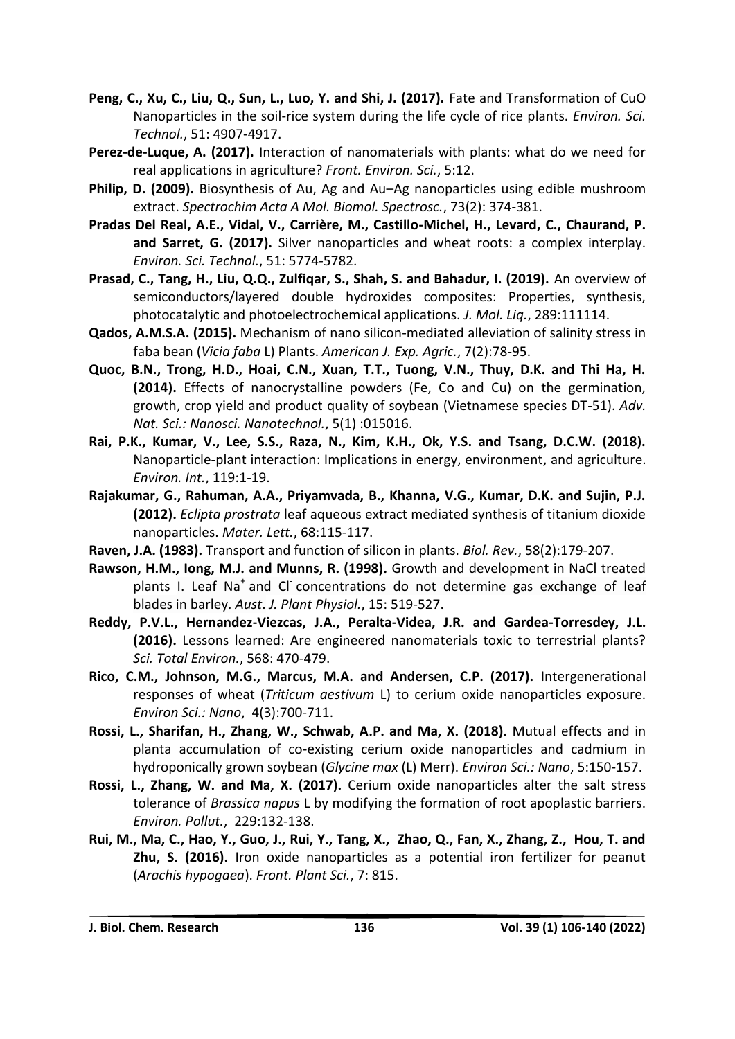**Peng, C., Xu, C., Liu, Q., Sun, L., Luo, Y. and Shi, J. (2017).** Fate and Transformation of CuO Nanoparticles in the soil-rice system during the life cycle of rice plants. *Environ. Sci. Technol.*, 51: 4907-4917.

**Perez-de-Luque, A. (2017).** Interaction of nanomaterials with plants: what do we need for real applications in agriculture? *Front. Environ. Sci.*, 5:12.

**Philip, D. (2009).** Biosynthesis of Au, Ag and Au–Ag nanoparticles using edible mushroom extract. *Spectrochim Acta A Mol. Biomol. Spectrosc.*, 73(2): 374-381.

**Pradas Del Real, A.E., Vidal, V., Carrière, M., Castillo-Michel, H., Levard, C., Chaurand, P. and Sarret, G. (2017).** Silver nanoparticles and wheat roots: a complex interplay. *Environ. Sci. Technol.*, 51: 5774-5782.

**Prasad, C., Tang, H., Liu, Q.Q., Zulfiqar, S., Shah, S. and Bahadur, I. (2019).** An overview of semiconductors/layered double hydroxides composites: Properties, synthesis, photocatalytic and photoelectrochemical applications. *J. Mol. Liq.*, 289:111114.

**Qados, A.M.S.A. (2015).** Mechanism of nano silicon-mediated alleviation of salinity stress in faba bean (*Vicia faba* L) Plants. *American J. Exp. Agric.*, 7(2):78-95.

**Quoc, B.N., Trong, H.D., Hoai, C.N., Xuan, T.T., Tuong, V.N., Thuy, D.K. and Thi Ha, H. (2014).** Effects of nanocrystalline powders (Fe, Co and Cu) on the germination, growth, crop yield and product quality of soybean (Vietnamese species DT-51). *Adv. Nat. Sci.: Nanosci. Nanotechnol.*, 5(1) :015016.

**Rai, P.K., Kumar, V., Lee, S.S., Raza, N., Kim, K.H., Ok, Y.S. and Tsang, D.C.W. (2018).** Nanoparticle-plant interaction: Implications in energy, environment, and agriculture. *Environ. Int.*, 119:1-19.

**Rajakumar, G., Rahuman, A.A., Priyamvada, B., Khanna, V.G., Kumar, D.K. and Sujin, P.J. (2012).** *Eclipta prostrata* leaf aqueous extract mediated synthesis of titanium dioxide nanoparticles. *Mater. Lett.*, 68:115-117.

**Raven, J.A. (1983).** Transport and function of silicon in plants. *Biol. Rev.*, 58(2):179-207.

**Rawson, H.M., Iong, M.J. and Munns, R. (1998).** Growth and development in NaCl treated plants I. Leaf $Na^+$ and $Cl^-$ concentrations do not determine gas exchange of leaf blades in barley. *Aust. J. Plant Physiol.*, 15: 519-527.

**Reddy, P.V.L., Hernandez-Viezcas, J.A., Peralta-Videa, J.R. and Gardea-Torresdey, J.L. (2016).** Lessons learned: Are engineered nanomaterials toxic to terrestrial plants? *Sci. Total Environ.*, 568: 470-479.

**Rico, C.M., Johnson, M.G., Marcus, M.A. and Andersen, C.P. (2017).** Intergenerational responses of wheat (*Triticum aestivum* L) to cerium oxide nanoparticles exposure. *Environ Sci.: Nano*, 4(3):700-711.

**Rossi, L., Sharifan, H., Zhang, W., Schwab, A.P. and Ma, X. (2018).** Mutual effects and in planta accumulation of co-existing cerium oxide nanoparticles and cadmium in hydroponically grown soybean (*Glycine max* (L) Merr). *Environ Sci.: Nano*, 5:150-157.

**Rossi, L., Zhang, W. and Ma, X. (2017).** Cerium oxide nanoparticles alter the salt stress tolerance of *Brassica napus* L by modifying the formation of root apoplastic barriers. *Environ. Pollut.*, 229:132-138.

**Rui, M., Ma, C., Hao, Y., Guo, J., Rui, Y., Tang, X., Zhao, Q., Fan, X., Zhang, Z., Hou, T. and Zhu, S. (2016).** Iron oxide nanoparticles as a potential iron fertilizer for peanut (*Arachis hypogaea*). *Front. Plant Sci.*, 7: 815.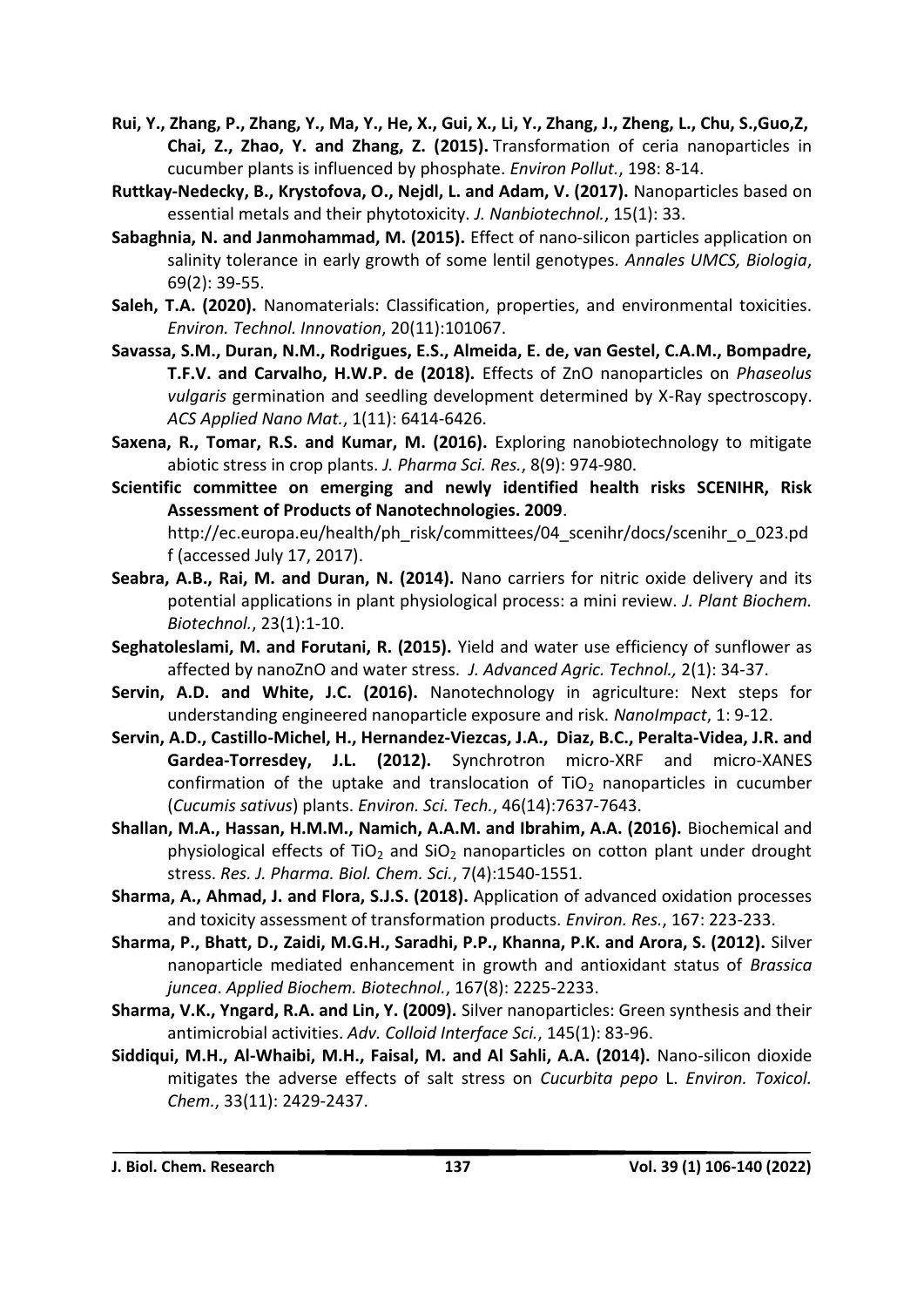**Rui, Y., Zhang, P., Zhang, Y., Ma, Y., He, X., Gui, X., Li, Y., Zhang, J., Zheng, L., Chu, S.,Guo,Z, Chai, Z., Zhao, Y. and Zhang, Z. (2015).** Transformation of ceria nanoparticles in cucumber plants is influenced by phosphate. *Environ Pollut.*, 198: 8-14.

**Ruttkay-Nedecky, B., Krystofova, O., Nejdl, L. and Adam, V. (2017).** Nanoparticles based on essential metals and their phytotoxicity. *J. Nanbiotechnol.*, 15(1): 33.

**Sabaghnia, N. and Janmohammad, M. (2015).** Effect of nano-silicon particles application on salinity tolerance in early growth of some lentil genotypes. *Annales UMCS, Biologia*, 69(2): 39-55.

**Saleh, T.A. (2020).** Nanomaterials: Classification, properties, and environmental toxicities. *Environ. Technol. Innovation*, 20(11):101067.

**Savassa, S.M., Duran, N.M., Rodrigues, E.S., Almeida, E. de, van Gestel, C.A.M., Bompadre, T.F.V. and Carvalho, H.W.P. de (2018).** Effects of ZnO nanoparticles on *Phaseolus vulgaris* germination and seedling development determined by X-Ray spectroscopy. *ACS Applied Nano Mat.*, 1(11): 6414-6426.

**Saxena, R., Tomar, R.S. and Kumar, M. (2016).** Exploring nanobiotechnology to mitigate abiotic stress in crop plants. *J. Pharma Sci. Res.*, 8(9): 974-980.

**Scientific committee on emerging and newly identified health risks SCENIHR, Risk Assessment of Products of Nanotechnologies. 2009**. http://ec.europa.eu/health/ph_risk/committees/04_scenihr/docs/scenihr_o_023.pdf (accessed July 17, 2017).

**Seabra, A.B., Rai, M. and Duran, N. (2014).** Nano carriers for nitric oxide delivery and its potential applications in plant physiological process: a mini review. *J. Plant Biochem. Biotechnol.*, 23(1):1-10.

**Seghatoleslami, M. and Forutani, R. (2015).** Yield and water use efficiency of sunflower as affected by nanoZnO and water stress. *J. Advanced Agric. Technol.,* 2(1): 34-37.

**Servin, A.D. and White, J.C. (2016).** Nanotechnology in agriculture: Next steps for understanding engineered nanoparticle exposure and risk. *NanoImpact*, 1: 9-12.

**Servin, A.D., Castillo-Michel, H., Hernandez-Viezcas, J.A., Diaz, B.C., Peralta-Videa, J.R. and Gardea-Torresdey, J.L. (2012).** Synchrotron micro-XRF and micro-XANES confirmation of the uptake and translocation of $TiO_2$ nanoparticles in cucumber (*Cucumis sativus*) plants. *Environ. Sci. Tech.*, 46(14):7637-7643.

**Shallan, M.A., Hassan, H.M.M., Namich, A.A.M. and Ibrahim, A.A. (2016).** Biochemical and physiological effects of $TiO_2$ and $SiO_2$ nanoparticles on cotton plant under drought stress. *Res. J. Pharma. Biol. Chem. Sci.*, 7(4):1540-1551.

**Sharma, A., Ahmad, J. and Flora, S.J.S. (2018).** Application of advanced oxidation processes and toxicity assessment of transformation products. *Environ. Res.*, 167: 223-233.

**Sharma, P., Bhatt, D., Zaidi, M.G.H., Saradhi, P.P., Khanna, P.K. and Arora, S. (2012).** Silver nanoparticle mediated enhancement in growth and antioxidant status of *Brassica juncea*. *Applied Biochem. Biotechnol.*, 167(8): 2225-2233.

**Sharma, V.K., Yngard, R.A. and Lin, Y. (2009).** Silver nanoparticles: Green synthesis and their antimicrobial activities. *Adv. Colloid Interface Sci.*, 145(1): 83-96.

**Siddiqui, M.H., Al-Whaibi, M.H., Faisal, M. and Al Sahli, A.A. (2014).** Nano-silicon dioxide mitigates the adverse effects of salt stress on *Cucurbita pepo* L. *Environ. Toxicol. Chem.*, 33(11): 2429-2437.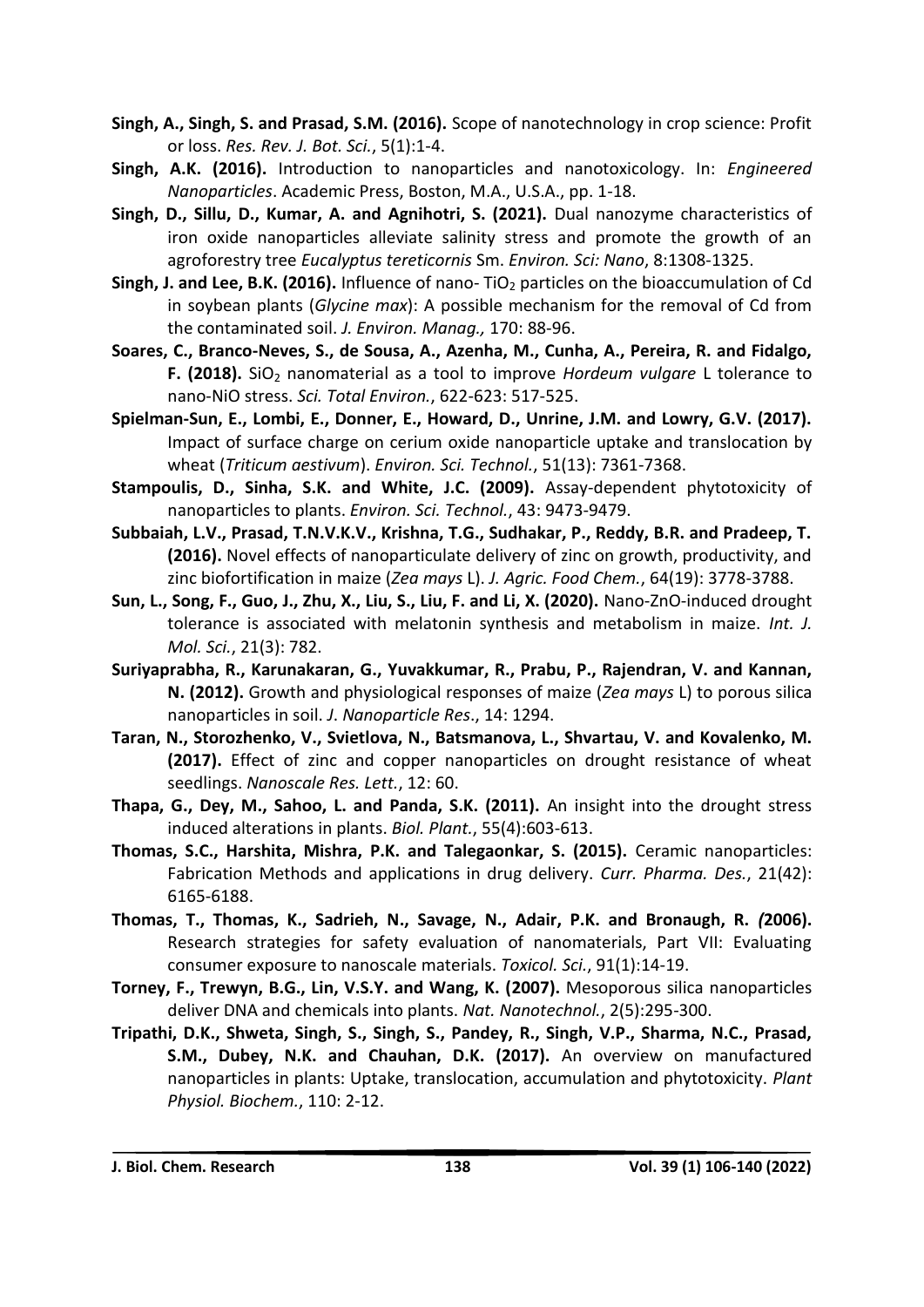**Singh, A., Singh, S. and Prasad, S.M. (2016).** Scope of nanotechnology in crop science: Profit or loss. *Res. Rev. J. Bot. Sci.*, 5(1):1-4.

**Singh, A.K. (2016).** Introduction to nanoparticles and nanotoxicology. In: *Engineered Nanoparticles*. Academic Press, Boston, M.A., U.S.A., pp. 1-18.

**Singh, D., Sillu, D., Kumar, A. and Agnihotri, S. (2021).** Dual nanozyme characteristics of iron oxide nanoparticles alleviate salinity stress and promote the growth of an agroforestry tree *Eucalyptus tereticornis* Sm. *Environ. Sci: Nano*, 8:1308-1325.

**Singh, J. and Lee, B.K. (2016).** Influence of nano- $TiO_2$ particles on the bioaccumulation of Cd in soybean plants (*Glycine max*): A possible mechanism for the removal of Cd from the contaminated soil. *J. Environ. Manag.,* 170: 88-96.

**Soares, C., Branco-Neves, S., de Sousa, A., Azenha, M., Cunha, A., Pereira, R. and Fidalgo, F. (2018).** $SiO_2$ nanomaterial as a tool to improve *Hordeum vulgare* L tolerance to nano-NiO stress. *Sci. Total Environ.*, 622-623: 517-525.

**Spielman-Sun, E., Lombi, E., Donner, E., Howard, D., Unrine, J.M. and Lowry, G.V. (2017).** Impact of surface charge on cerium oxide nanoparticle uptake and translocation by wheat (*Triticum aestivum*). *Environ. Sci. Technol.*, 51(13): 7361-7368.

**Stampoulis, D., Sinha, S.K. and White, J.C. (2009).** Assay-dependent phytotoxicity of nanoparticles to plants. *Environ. Sci. Technol.*, 43: 9473-9479.

**Subbaiah, L.V., Prasad, T.N.V.K.V., Krishna, T.G., Sudhakar, P., Reddy, B.R. and Pradeep, T. (2016).** Novel effects of nanoparticulate delivery of zinc on growth, productivity, and zinc biofortification in maize (*Zea mays* L). *J. Agric. Food Chem.*, 64(19): 3778-3788.

**Sun, L., Song, F., Guo, J., Zhu, X., Liu, S., Liu, F. and Li, X. (2020).** Nano-ZnO-induced drought tolerance is associated with melatonin synthesis and metabolism in maize. *Int. J. Mol. Sci.*, 21(3): 782.

**Suriyaprabha, R., Karunakaran, G., Yuvakkumar, R., Prabu, P., Rajendran, V. and Kannan, N. (2012).** Growth and physiological responses of maize (*Zea mays* L) to porous silica nanoparticles in soil. *J. Nanoparticle Res*., 14: 1294.

**Taran, N., Storozhenko, V., Svietlova, N., Batsmanova, L., Shvartau, V. and Kovalenko, M. (2017).** Effect of zinc and copper nanoparticles on drought resistance of wheat seedlings. *Nanoscale Res. Lett.*, 12: 60.

**Thapa, G., Dey, M., Sahoo, L. and Panda, S.K. (2011).** An insight into the drought stress induced alterations in plants. *Biol. Plant.*, 55(4):603-613.

**Thomas, S.C., Harshita, Mishra, P.K. and Talegaonkar, S. (2015).** Ceramic nanoparticles: Fabrication Methods and applications in drug delivery. *Curr. Pharma. Des.*, 21(42): 6165-6188.

**Thomas, T., Thomas, K., Sadrieh, N., Savage, N., Adair, P.K. and Bronaugh, R. (2006).** Research strategies for safety evaluation of nanomaterials, Part VII: Evaluating consumer exposure to nanoscale materials. *Toxicol. Sci.*, 91(1):14-19.

**Torney, F., Trewyn, B.G., Lin, V.S.Y. and Wang, K. (2007).** Mesoporous silica nanoparticles deliver DNA and chemicals into plants. *Nat. Nanotechnol.*, 2(5):295-300.

**Tripathi, D.K., Shweta, Singh, S., Singh, S., Pandey, R., Singh, V.P., Sharma, N.C., Prasad, S.M., Dubey, N.K. and Chauhan, D.K. (2017).** An overview on manufactured nanoparticles in plants: Uptake, translocation, accumulation and phytotoxicity. *Plant Physiol. Biochem.*, 110: 2-12.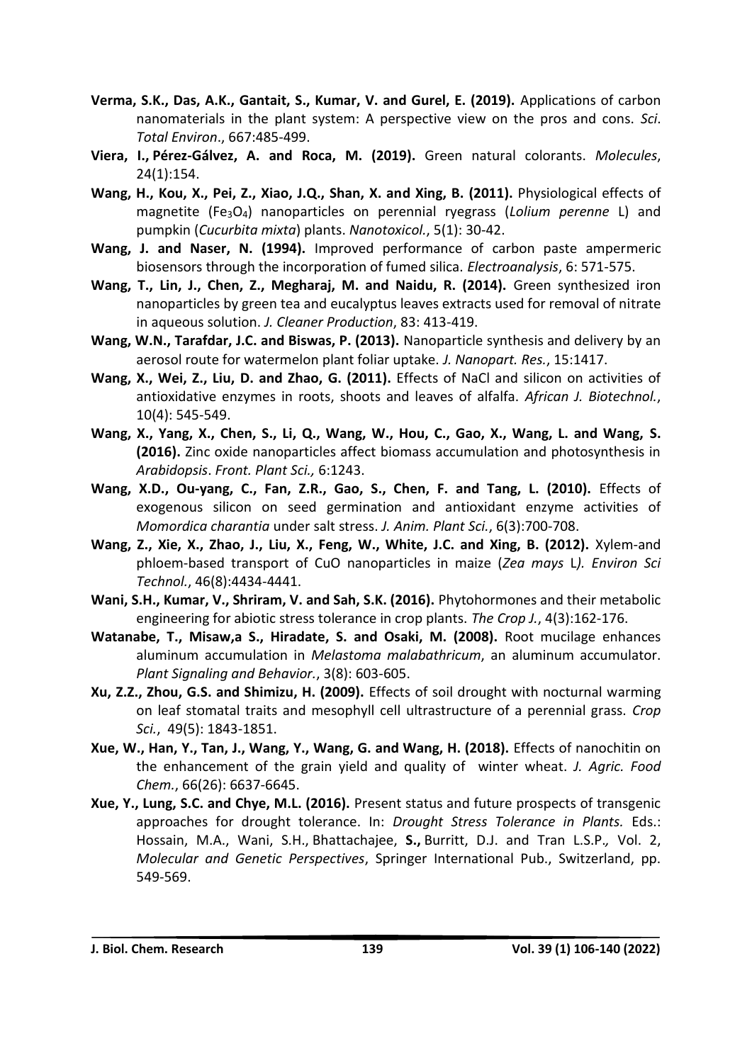**Verma, S.K., Das, A.K., Gantait, S., Kumar, V. and Gurel, E. (2019).** Applications of carbon nanomaterials in the plant system: A perspective view on the pros and cons. *Sci. Total Environ*., 667:485-499.

**Viera, I., Pérez-Gálvez, A. and Roca, M. (2019).** Green natural colorants. *Molecules*, 24(1):154.

**Wang, H., Kou, X., Pei, Z., Xiao, J.Q., Shan, X. and Xing, B. (2011).** Physiological effects of magnetite ($Fe_3O_4$) nanoparticles on perennial ryegrass (*Lolium perenne* L) and pumpkin (*Cucurbita mixta*) plants. *Nanotoxicol.*, 5(1): 30-42.

**Wang, J. and Naser, N. (1994).** Improved performance of carbon paste ampermeric biosensors through the incorporation of fumed silica. *Electroanalysis*, 6: 571-575.

**Wang, T., Lin, J., Chen, Z., Megharaj, M. and Naidu, R. (2014).** Green synthesized iron nanoparticles by green tea and eucalyptus leaves extracts used for removal of nitrate in aqueous solution. *J. Cleaner Production*, 83: 413-419.

**Wang, W.N., Tarafdar, J.C. and Biswas, P. (2013).** Nanoparticle synthesis and delivery by an aerosol route for watermelon plant foliar uptake. *J. Nanopart. Res.*, 15:1417.

**Wang, X., Wei, Z., Liu, D. and Zhao, G. (2011).** Effects of NaCl and silicon on activities of antioxidative enzymes in roots, shoots and leaves of alfalfa. *African J. Biotechnol.*, 10(4): 545-549.

**Wang, X., Yang, X., Chen, S., Li, Q., Wang, W., Hou, C., Gao, X., Wang, L. and Wang, S. (2016).** Zinc oxide nanoparticles affect biomass accumulation and photosynthesis in *Arabidopsis*. *Front. Plant Sci.,* 6:1243.

**Wang, X.D., Ou-yang, C., Fan, Z.R., Gao, S., Chen, F. and Tang, L. (2010).** Effects of exogenous silicon on seed germination and antioxidant enzyme activities of *Momordica charantia* under salt stress. *J. Anim. Plant Sci.*, 6(3):700-708.

**Wang, Z., Xie, X., Zhao, J., Liu, X., Feng, W., White, J.C. and Xing, B. (2012).** Xylem-and phloem-based transport of CuO nanoparticles in maize (*Zea mays* L*). Environ Sci Technol.*, 46(8):4434-4441.

**Wani, S.H., Kumar, V., Shriram, V. and Sah, S.K. (2016).** Phytohormones and their metabolic engineering for abiotic stress tolerance in crop plants. *The Crop J.*, 4(3):162-176.

**Watanabe, T., Misaw,a S., Hiradate, S. and Osaki, M. (2008).** Root mucilage enhances aluminum accumulation in *Melastoma malabathricum*, an aluminum accumulator. *Plant Signaling and Behavior.*, 3(8): 603-605.

**Xu, Z.Z., Zhou, G.S. and Shimizu, H. (2009).** Effects of soil drought with nocturnal warming on leaf stomatal traits and mesophyll cell ultrastructure of a perennial grass. *Crop Sci.*, 49(5): 1843-1851.

**Xue, W., Han, Y., Tan, J., Wang, Y., Wang, G. and Wang, H. (2018).** Effects of nanochitin on the enhancement of the grain yield and quality of winter wheat. *J. Agric. Food Chem.*, 66(26): 6637-6645.

**Xue, Y., Lung, S.C. and Chye, M.L. (2016).** Present status and future prospects of transgenic approaches for drought tolerance. In: *Drought Stress Tolerance in Plants.* Eds.: Hossain, M.A., Wani, S.H., Bhattachajee, **S.,** Burritt, D.J. and Tran L.S.P.*,* Vol. 2, *Molecular and Genetic Perspectives*, Springer International Pub., Switzerland, pp. 549-569.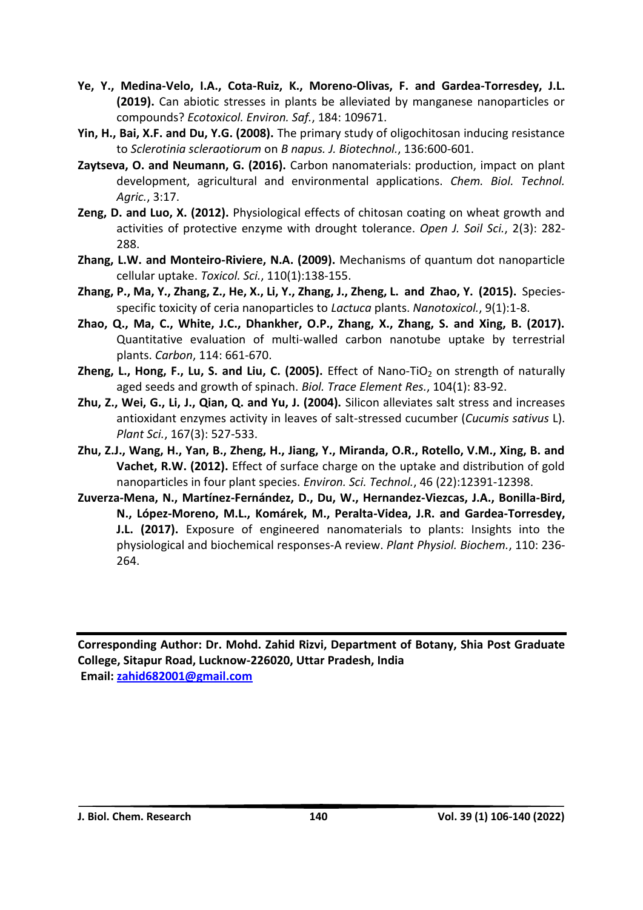**Ye, Y., Medina-Velo, I.A., Cota-Ruiz, K., Moreno-Olivas, F. and Gardea-Torresdey, J.L. (2019).** Can abiotic stresses in plants be alleviated by manganese nanoparticles or compounds? *Ecotoxicol. Environ. Saf.*, 184: 109671.

**Yin, H., Bai, X.F. and Du, Y.G. (2008).** The primary study of oligochitosan inducing resistance to *Sclerotinia scleraotiorum* on *B napus. J. Biotechnol.*, 136:600-601.

**Zaytseva, O. and Neumann, G. (2016).** Carbon nanomaterials: production, impact on plant development, agricultural and environmental applications. *Chem. Biol. Technol. Agric.*, 3:17.

**Zeng, D. and Luo, X. (2012).** Physiological effects of chitosan coating on wheat growth and activities of protective enzyme with drought tolerance. *Open J. Soil Sci.*, 2(3): 282-288.

**Zhang, L.W. and Monteiro-Riviere, N.A. (2009).** Mechanisms of quantum dot nanoparticle cellular uptake. *Toxicol. Sci.*, 110(1):138-155.

**Zhang, P., Ma, Y., Zhang, Z., He, X., Li, Y., Zhang, J., Zheng, L. and Zhao, Y. (2015).** Species-specific toxicity of ceria nanoparticles to *Lactuca* plants. *Nanotoxicol.*, 9(1):1-8.

**Zhao, Q., Ma, C., White, J.C., Dhankher, O.P., Zhang, X., Zhang, S. and Xing, B. (2017).** Quantitative evaluation of multi-walled carbon nanotube uptake by terrestrial plants. *Carbon*, 114: 661-670.

**Zheng, L., Hong, F., Lu, S. and Liu, C. (2005).** Effect of Nano-$TiO_2$ on strength of naturally aged seeds and growth of spinach. *Biol. Trace Element Res.*, 104(1): 83-92.

**Zhu, Z., Wei, G., Li, J., Qian, Q. and Yu, J. (2004).** Silicon alleviates salt stress and increases antioxidant enzymes activity in leaves of salt-stressed cucumber (*Cucumis sativus* L). *Plant Sci.*, 167(3): 527-533.

**Zhu, Z.J., Wang, H., Yan, B., Zheng, H., Jiang, Y., Miranda, O.R., Rotello, V.M., Xing, B. and Vachet, R.W. (2012).** Effect of surface charge on the uptake and distribution of gold nanoparticles in four plant species. *Environ. Sci. Technol.*, 46 (22):12391-12398.

**Zuverza-Mena, N., Martínez-Fernández, D., Du, W., Hernandez-Viezcas, J.A., Bonilla-Bird, N., López-Moreno, M.L., Komárek, M., Peralta-Videa, J.R. and Gardea-Torresdey, J.L. (2017).** Exposure of engineered nanomaterials to plants: Insights into the physiological and biochemical responses-A review. *Plant Physiol. Biochem.*, 110: 236-264.

---

**Corresponding Author: Dr. Mohd. Zahid Rizvi, Department of Botany, Shia Post Graduate College, Sitapur Road, Lucknow-226020, Uttar Pradesh, India**
**Email: zahid682001@gmail.com**